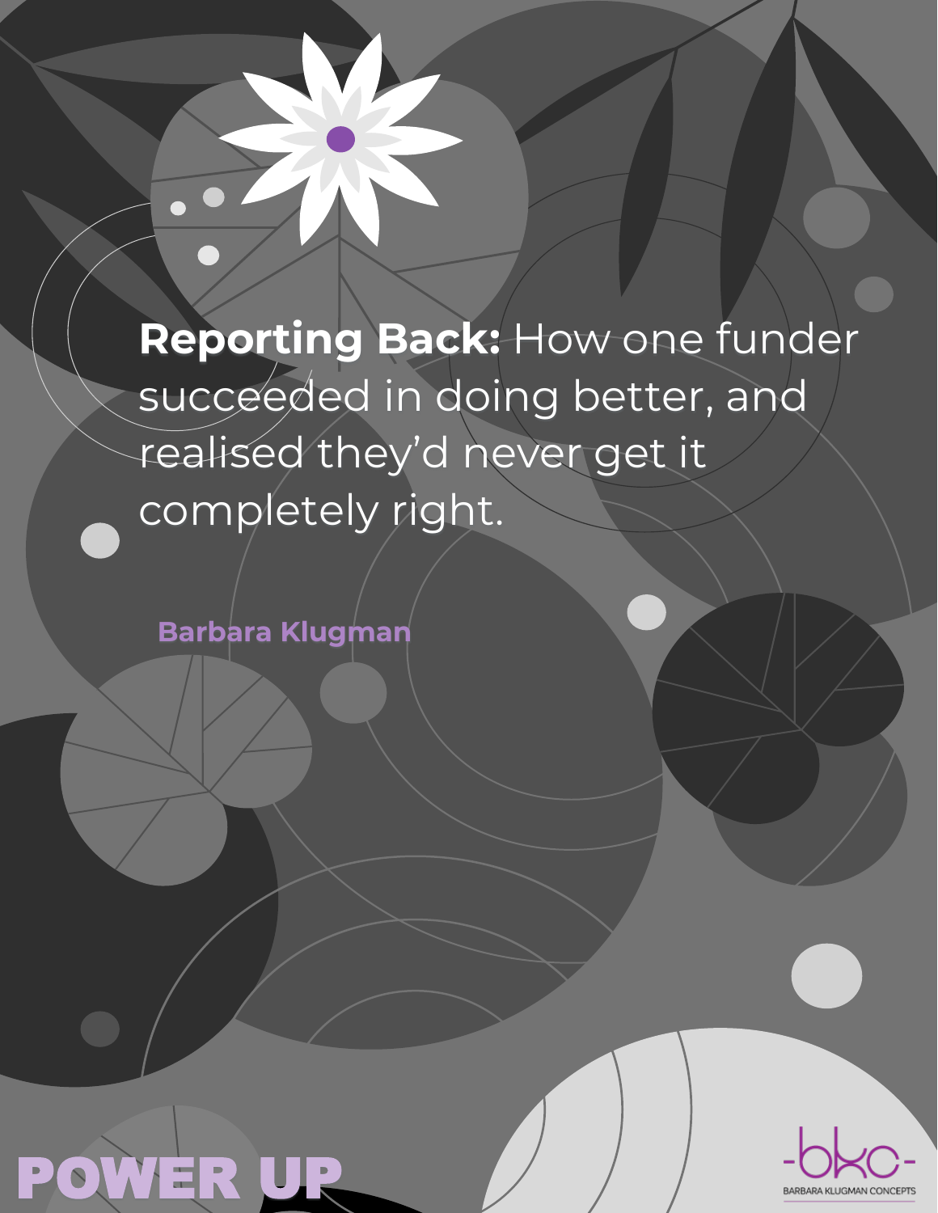# **Reporting Back:** How one funder succeeded in doing better, and realised they'd never get it completely right.

**Barbara Klugman**

POWER UP

-bkc-

BARBARA KLUGMAN CONCEPTS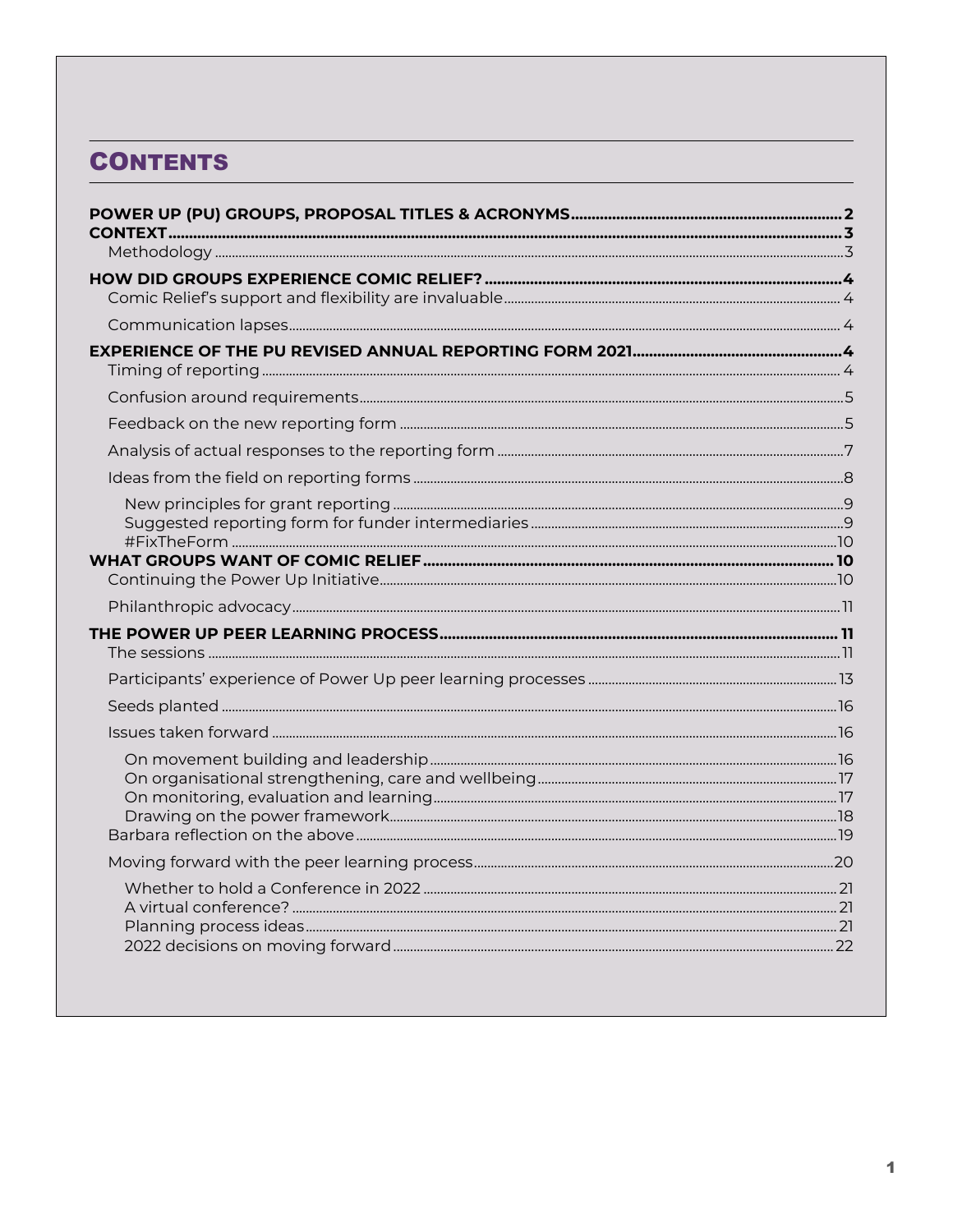# CONTENTS

**POWER UP (PU) GROUPS, PROPOSAL TITLES & ACRONYMS** ........ **2**
**CONTEXT** ........ **3**
- Methodology ........ 3

**HOW DID GROUPS EXPERIENCE COMIC RELIEF?** ........ **4**
- Comic Relief's support and flexibility are invaluable ........ 4
- Communication lapses ........ 4

**EXPERIENCE OF THE PU REVISED ANNUAL REPORTING FORM 2021** ........ **4**
- Timing of reporting ........ 4
- Confusion around requirements ........ 5
- Feedback on the new reporting form ........ 5
- Analysis of actual responses to the reporting form ........ 7
- Ideas from the field on reporting forms ........ 8
  - New principles for grant reporting ........ 9
  - Suggested reporting form for funder intermediaries ........ 9
  - #FixTheForm ........ 10

**WHAT GROUPS WANT OF COMIC RELIEF** ........ **10**
- Continuing the Power Up Initiative ........ 10
- Philanthropic advocacy ........ 11

**THE POWER UP PEER LEARNING PROCESS** ........ **11**
- The sessions ........ 11
- Participants' experience of Power Up peer learning processes ........ 13
- Seeds planted ........ 16
- Issues taken forward ........ 16
  - On movement building and leadership ........ 16
  - On organisational strengthening, care and wellbeing ........ 17
  - On monitoring, evaluation and learning ........ 17
  - Drawing on the power framework ........ 18
- Barbara reflection on the above ........ 19
- Moving forward with the peer learning process ........ 20
  - Whether to hold a Conference in 2022 ........ 21
  - A virtual conference? ........ 21
  - Planning process ideas ........ 21
  - 2022 decisions on moving forward ........ 22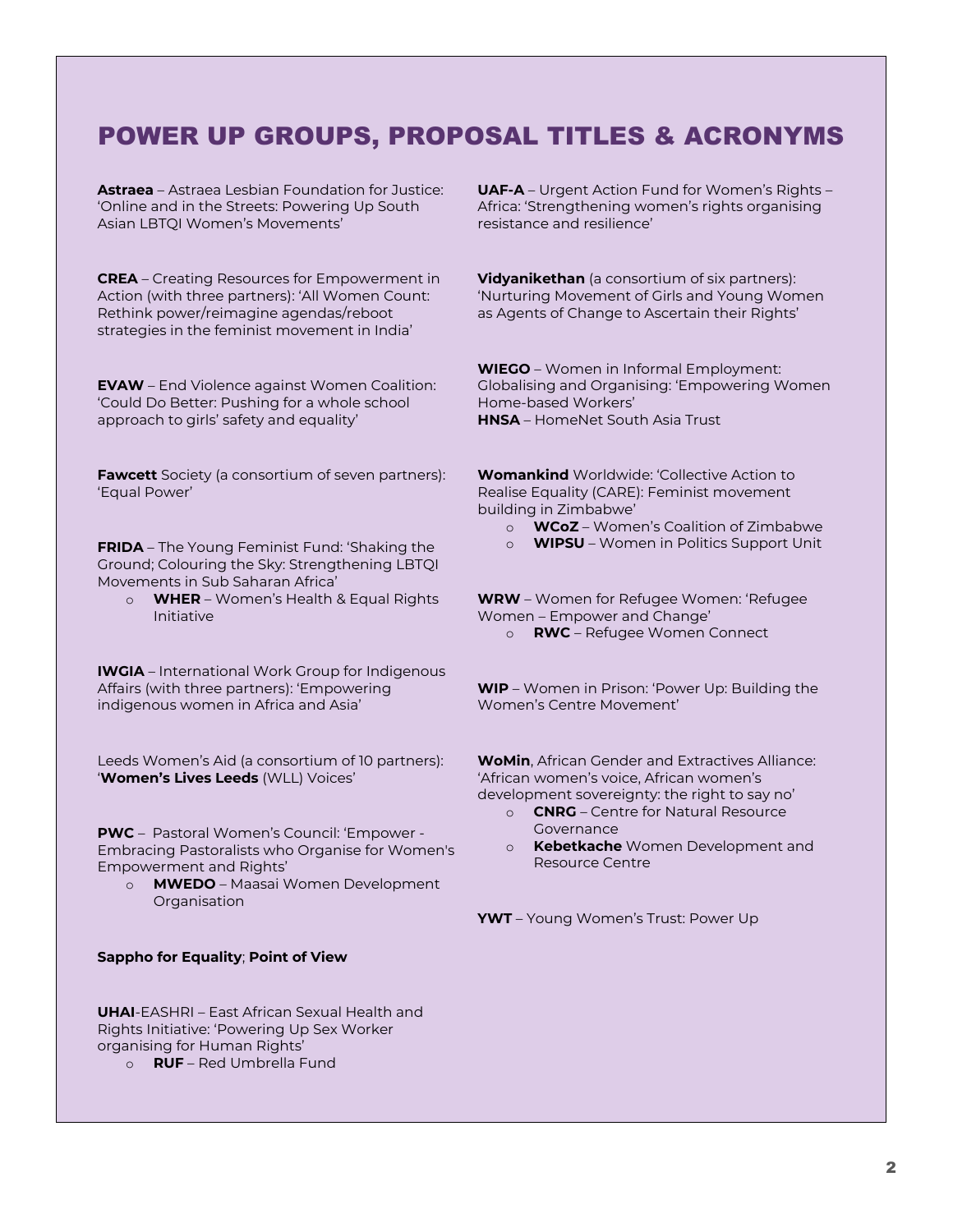# POWER UP GROUPS, PROPOSAL TITLES & ACRONYMS

**Astraea** – Astraea Lesbian Foundation for Justice: 'Online and in the Streets: Powering Up South Asian LBTQI Women's Movements'

**CREA** – Creating Resources for Empowerment in Action (with three partners): 'All Women Count: Rethink power/reimagine agendas/reboot strategies in the feminist movement in India'

**EVAW** – End Violence against Women Coalition: 'Could Do Better: Pushing for a whole school approach to girls' safety and equality'

**Fawcett** Society (a consortium of seven partners): 'Equal Power'

**FRIDA** – The Young Feminist Fund: 'Shaking the Ground; Colouring the Sky: Strengthening LBTQI Movements in Sub Saharan Africa'

- **WHER** – Women's Health & Equal Rights Initiative

**IWGIA** – International Work Group for Indigenous Affairs (with three partners): 'Empowering indigenous women in Africa and Asia'

Leeds Women's Aid (a consortium of 10 partners): '**Women's Lives Leeds** (WLL) Voices'

**PWC** – Pastoral Women's Council: 'Empower - Embracing Pastoralists who Organise for Women's Empowerment and Rights'

- **MWEDO** – Maasai Women Development Organisation

**Sappho for Equality**; **Point of View**

**UHAI**-EASHRI – East African Sexual Health and Rights Initiative: 'Powering Up Sex Worker organising for Human Rights'

- **RUF** – Red Umbrella Fund

**UAF-A** – Urgent Action Fund for Women's Rights – Africa: 'Strengthening women's rights organising resistance and resilience'

**Vidyanikethan** (a consortium of six partners): 'Nurturing Movement of Girls and Young Women as Agents of Change to Ascertain their Rights'

**WIEGO** – Women in Informal Employment: Globalising and Organising: 'Empowering Women Home-based Workers'
**HNSA** – HomeNet South Asia Trust

**Womankind** Worldwide: 'Collective Action to Realise Equality (CARE): Feminist movement building in Zimbabwe'

- **WCoZ** – Women's Coalition of Zimbabwe
- **WIPSU** – Women in Politics Support Unit

**WRW** – Women for Refugee Women: 'Refugee Women – Empower and Change'

- **RWC** – Refugee Women Connect

**WIP** – Women in Prison: 'Power Up: Building the Women's Centre Movement'

**WoMin**, African Gender and Extractives Alliance: 'African women's voice, African women's development sovereignty: the right to say no'

- **CNRG** – Centre for Natural Resource Governance
- **Kebetkache** Women Development and Resource Centre

**YWT** – Young Women's Trust: Power Up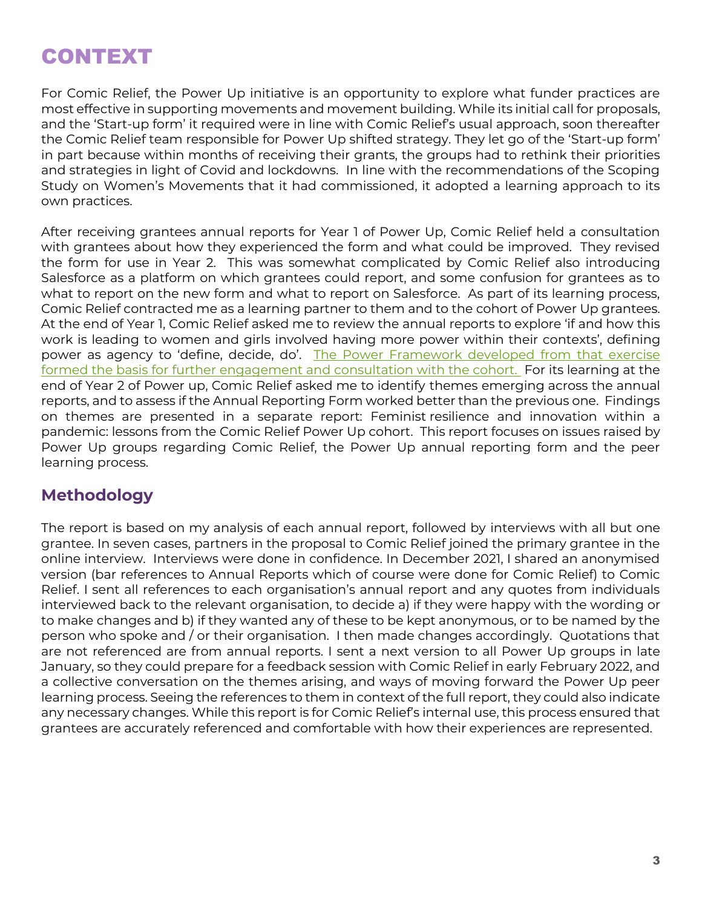# CONTEXT

For Comic Relief, the Power Up initiative is an opportunity to explore what funder practices are most effective in supporting movements and movement building. While its initial call for proposals, and the 'Start-up form' it required were in line with Comic Relief's usual approach, soon thereafter the Comic Relief team responsible for Power Up shifted strategy. They let go of the 'Start-up form' in part because within months of receiving their grants, the groups had to rethink their priorities and strategies in light of Covid and lockdowns. In line with the recommendations of the Scoping Study on Women's Movements that it had commissioned, it adopted a learning approach to its own practices.

After receiving grantees annual reports for Year 1 of Power Up, Comic Relief held a consultation with grantees about how they experienced the form and what could be improved. They revised the form for use in Year 2. This was somewhat complicated by Comic Relief also introducing Salesforce as a platform on which grantees could report, and some confusion for grantees as to what to report on the new form and what to report on Salesforce. As part of its learning process, Comic Relief contracted me as a learning partner to them and to the cohort of Power Up grantees. At the end of Year 1, Comic Relief asked me to review the annual reports to explore 'if and how this work is leading to women and girls involved having more power within their contexts', defining power as agency to 'define, decide, do'. The Power Framework developed from that exercise formed the basis for further engagement and consultation with the cohort. For its learning at the end of Year 2 of Power up, Comic Relief asked me to identify themes emerging across the annual reports, and to assess if the Annual Reporting Form worked better than the previous one. Findings on themes are presented in a separate report: Feminist resilience and innovation within a pandemic: lessons from the Comic Relief Power Up cohort. This report focuses on issues raised by Power Up groups regarding Comic Relief, the Power Up annual reporting form and the peer learning process.

## Methodology

The report is based on my analysis of each annual report, followed by interviews with all but one grantee. In seven cases, partners in the proposal to Comic Relief joined the primary grantee in the online interview. Interviews were done in confidence. In December 2021, I shared an anonymised version (bar references to Annual Reports which of course were done for Comic Relief) to Comic Relief. I sent all references to each organisation's annual report and any quotes from individuals interviewed back to the relevant organisation, to decide a) if they were happy with the wording or to make changes and b) if they wanted any of these to be kept anonymous, or to be named by the person who spoke and / or their organisation. I then made changes accordingly. Quotations that are not referenced are from annual reports. I sent a next version to all Power Up groups in late January, so they could prepare for a feedback session with Comic Relief in early February 2022, and a collective conversation on the themes arising, and ways of moving forward the Power Up peer learning process. Seeing the references to them in context of the full report, they could also indicate any necessary changes. While this report is for Comic Relief's internal use, this process ensured that grantees are accurately referenced and comfortable with how their experiences are represented.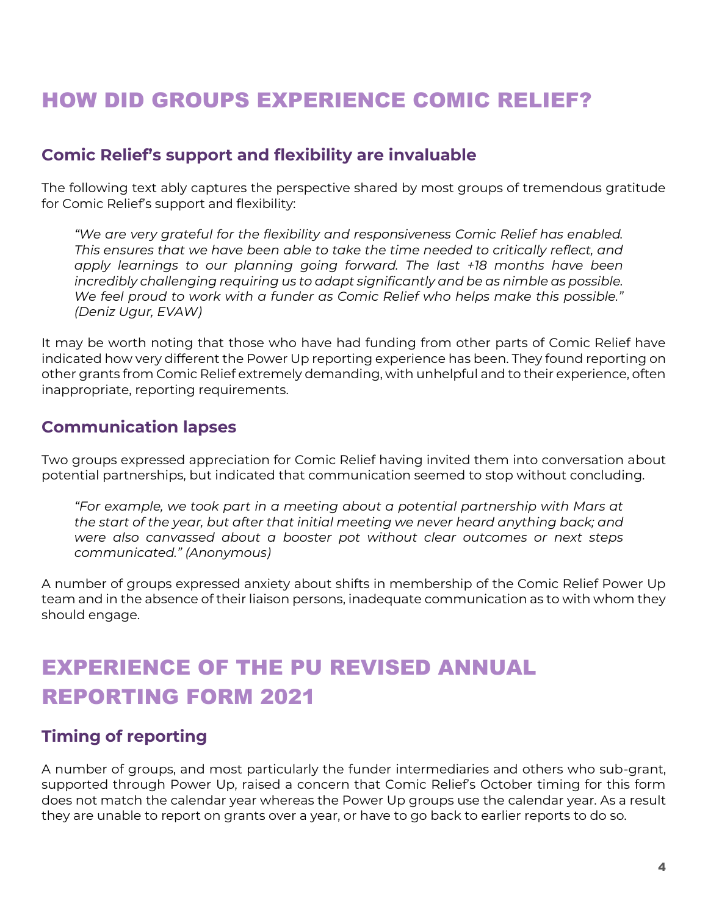# HOW DID GROUPS EXPERIENCE COMIC RELIEF?

## Comic Relief's support and flexibility are invaluable

The following text ably captures the perspective shared by most groups of tremendous gratitude for Comic Relief's support and flexibility:

> *"We are very grateful for the flexibility and responsiveness Comic Relief has enabled. This ensures that we have been able to take the time needed to critically reflect, and apply learnings to our planning going forward. The last +18 months have been incredibly challenging requiring us to adapt significantly and be as nimble as possible. We feel proud to work with a funder as Comic Relief who helps make this possible." (Deniz Ugur, EVAW)*

It may be worth noting that those who have had funding from other parts of Comic Relief have indicated how very different the Power Up reporting experience has been. They found reporting on other grants from Comic Relief extremely demanding, with unhelpful and to their experience, often inappropriate, reporting requirements.

## Communication lapses

Two groups expressed appreciation for Comic Relief having invited them into conversation about potential partnerships, but indicated that communication seemed to stop without concluding.

> *"For example, we took part in a meeting about a potential partnership with Mars at the start of the year, but after that initial meeting we never heard anything back; and were also canvassed about a booster pot without clear outcomes or next steps communicated." (Anonymous)*

A number of groups expressed anxiety about shifts in membership of the Comic Relief Power Up team and in the absence of their liaison persons, inadequate communication as to with whom they should engage.

# EXPERIENCE OF THE PU REVISED ANNUAL REPORTING FORM 2021

## Timing of reporting

A number of groups, and most particularly the funder intermediaries and others who sub-grant, supported through Power Up, raised a concern that Comic Relief's October timing for this form does not match the calendar year whereas the Power Up groups use the calendar year. As a result they are unable to report on grants over a year, or have to go back to earlier reports to do so.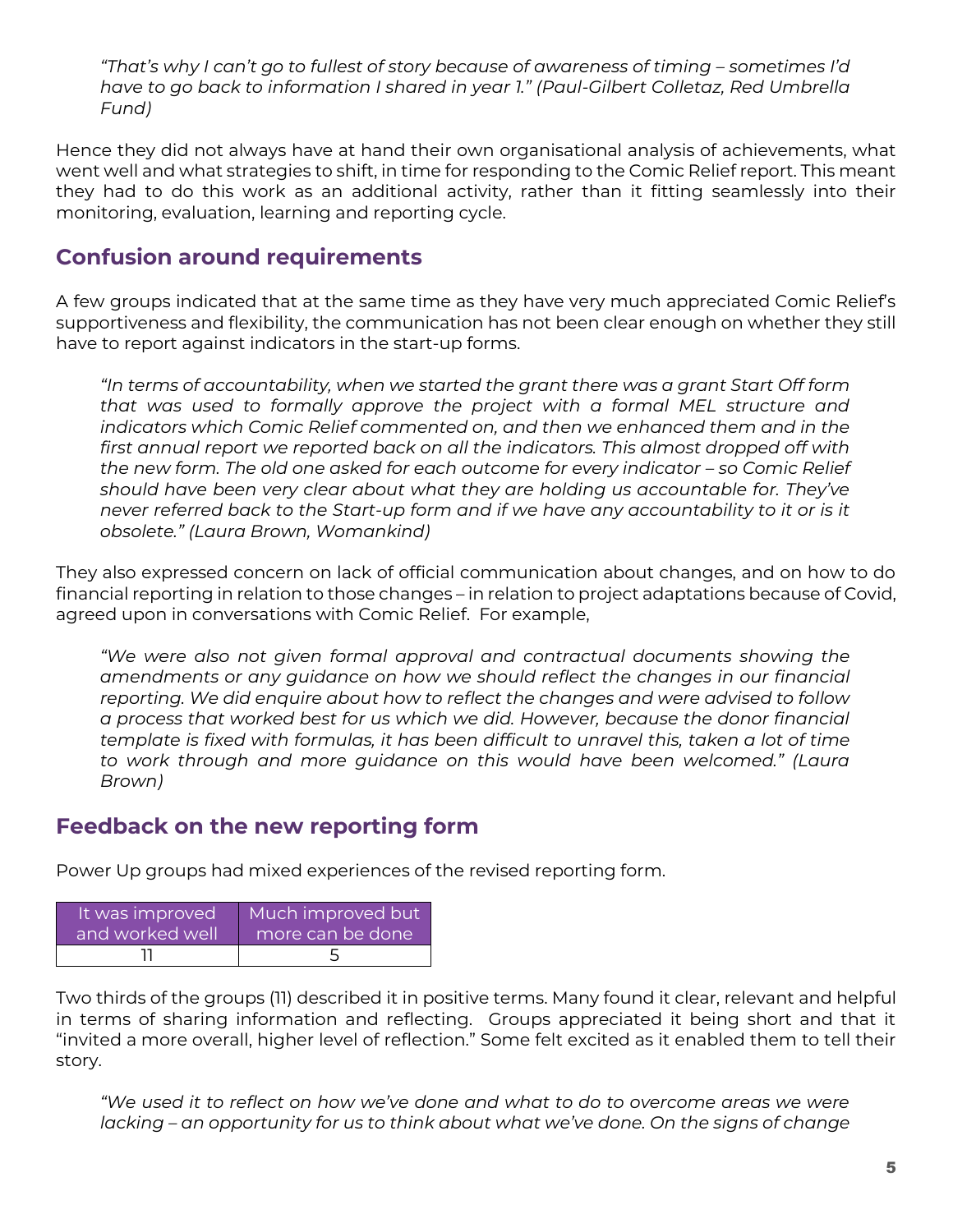*"That's why I can't go to fullest of story because of awareness of timing – sometimes I'd have to go back to information I shared in year 1." (Paul-Gilbert Colletaz, Red Umbrella Fund)*

Hence they did not always have at hand their own organisational analysis of achievements, what went well and what strategies to shift, in time for responding to the Comic Relief report. This meant they had to do this work as an additional activity, rather than it fitting seamlessly into their monitoring, evaluation, learning and reporting cycle.

## Confusion around requirements

A few groups indicated that at the same time as they have very much appreciated Comic Relief's supportiveness and flexibility, the communication has not been clear enough on whether they still have to report against indicators in the start-up forms.

*"In terms of accountability, when we started the grant there was a grant Start Off form that was used to formally approve the project with a formal MEL structure and indicators which Comic Relief commented on, and then we enhanced them and in the first annual report we reported back on all the indicators. This almost dropped off with the new form. The old one asked for each outcome for every indicator – so Comic Relief should have been very clear about what they are holding us accountable for. They've never referred back to the Start-up form and if we have any accountability to it or is it obsolete." (Laura Brown, Womankind)*

They also expressed concern on lack of official communication about changes, and on how to do financial reporting in relation to those changes – in relation to project adaptations because of Covid, agreed upon in conversations with Comic Relief. For example,

*"We were also not given formal approval and contractual documents showing the amendments or any guidance on how we should reflect the changes in our financial reporting. We did enquire about how to reflect the changes and were advised to follow a process that worked best for us which we did. However, because the donor financial template is fixed with formulas, it has been difficult to unravel this, taken a lot of time to work through and more guidance on this would have been welcomed." (Laura Brown)*

## Feedback on the new reporting form

Power Up groups had mixed experiences of the revised reporting form.

| It was improved and worked well | Much improved but more can be done |
|---|---|
| 11 | 5 |

Two thirds of the groups (11) described it in positive terms. Many found it clear, relevant and helpful in terms of sharing information and reflecting. Groups appreciated it being short and that it "invited a more overall, higher level of reflection." Some felt excited as it enabled them to tell their story.

*"We used it to reflect on how we've done and what to do to overcome areas we were lacking – an opportunity for us to think about what we've done. On the signs of change*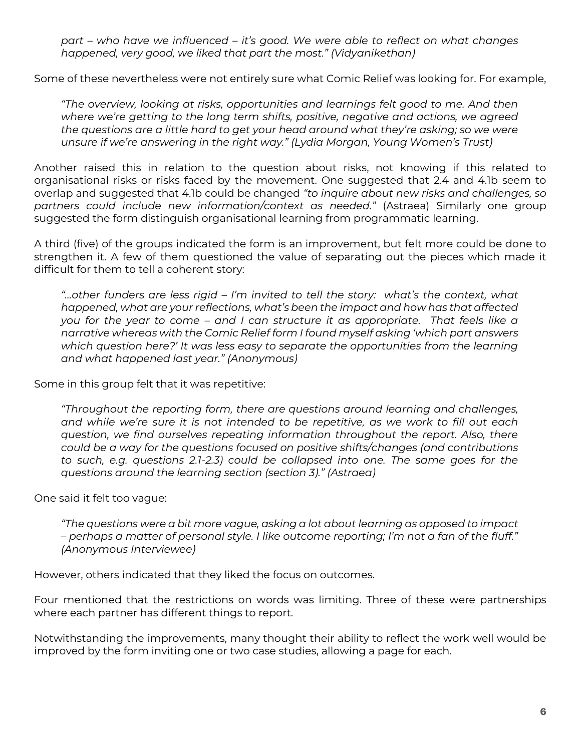*part – who have we influenced – it's good. We were able to reflect on what changes happened, very good, we liked that part the most." (Vidyanikethan)*

Some of these nevertheless were not entirely sure what Comic Relief was looking for. For example,

> *"The overview, looking at risks, opportunities and learnings felt good to me. And then where we're getting to the long term shifts, positive, negative and actions, we agreed the questions are a little hard to get your head around what they're asking; so we were unsure if we're answering in the right way." (Lydia Morgan, Young Women's Trust)*

Another raised this in relation to the question about risks, not knowing if this related to organisational risks or risks faced by the movement. One suggested that 2.4 and 4.1b seem to overlap and suggested that 4.1b could be changed *"to inquire about new risks and challenges, so partners could include new information/context as needed."* (Astraea) Similarly one group suggested the form distinguish organisational learning from programmatic learning.

A third (five) of the groups indicated the form is an improvement, but felt more could be done to strengthen it. A few of them questioned the value of separating out the pieces which made it difficult for them to tell a coherent story:

> *"…other funders are less rigid – I'm invited to tell the story: what's the context, what happened, what are your reflections, what's been the impact and how has that affected you for the year to come – and I can structure it as appropriate. That feels like a narrative whereas with the Comic Relief form I found myself asking 'which part answers which question here?' It was less easy to separate the opportunities from the learning and what happened last year." (Anonymous)*

Some in this group felt that it was repetitive:

> *"Throughout the reporting form, there are questions around learning and challenges, and while we're sure it is not intended to be repetitive, as we work to fill out each question, we find ourselves repeating information throughout the report. Also, there could be a way for the questions focused on positive shifts/changes (and contributions to such, e.g. questions 2.1-2.3) could be collapsed into one. The same goes for the questions around the learning section (section 3)." (Astraea)*

One said it felt too vague:

> *"The questions were a bit more vague, asking a lot about learning as opposed to impact – perhaps a matter of personal style. I like outcome reporting; I'm not a fan of the fluff." (Anonymous Interviewee)*

However, others indicated that they liked the focus on outcomes.

Four mentioned that the restrictions on words was limiting. Three of these were partnerships where each partner has different things to report.

Notwithstanding the improvements, many thought their ability to reflect the work well would be improved by the form inviting one or two case studies, allowing a page for each.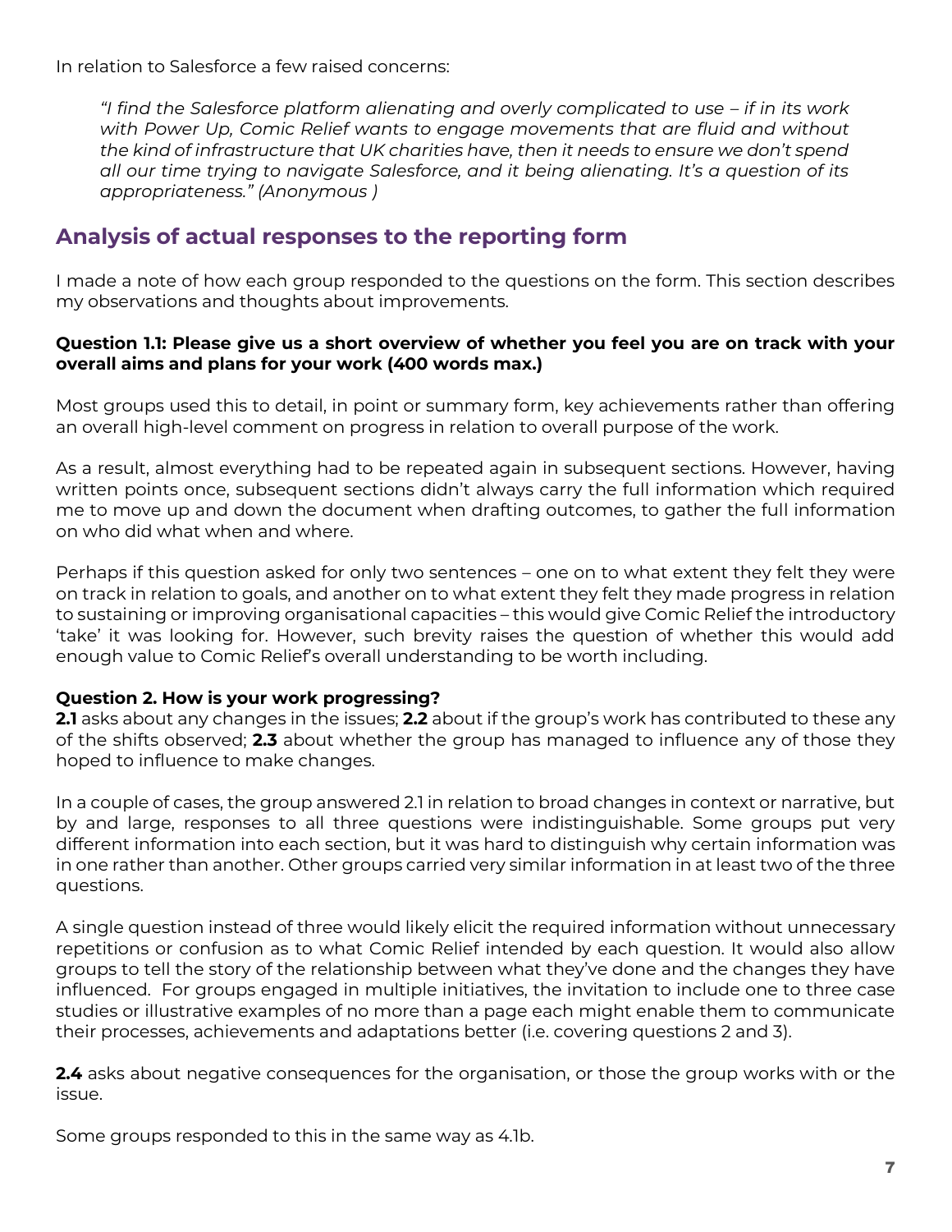In relation to Salesforce a few raised concerns:

> *"I find the Salesforce platform alienating and overly complicated to use – if in its work with Power Up, Comic Relief wants to engage movements that are fluid and without the kind of infrastructure that UK charities have, then it needs to ensure we don't spend all our time trying to navigate Salesforce, and it being alienating. It's a question of its appropriateness." (Anonymous )*

## Analysis of actual responses to the reporting form

I made a note of how each group responded to the questions on the form. This section describes my observations and thoughts about improvements.

**Question 1.1: Please give us a short overview of whether you feel you are on track with your overall aims and plans for your work (400 words max.)**

Most groups used this to detail, in point or summary form, key achievements rather than offering an overall high-level comment on progress in relation to overall purpose of the work.

As a result, almost everything had to be repeated again in subsequent sections. However, having written points once, subsequent sections didn't always carry the full information which required me to move up and down the document when drafting outcomes, to gather the full information on who did what when and where.

Perhaps if this question asked for only two sentences – one on to what extent they felt they were on track in relation to goals, and another on to what extent they felt they made progress in relation to sustaining or improving organisational capacities – this would give Comic Relief the introductory 'take' it was looking for. However, such brevity raises the question of whether this would add enough value to Comic Relief's overall understanding to be worth including.

**Question 2. How is your work progressing?**
**2.1** asks about any changes in the issues; **2.2** about if the group's work has contributed to these any of the shifts observed; **2.3** about whether the group has managed to influence any of those they hoped to influence to make changes.

In a couple of cases, the group answered 2.1 in relation to broad changes in context or narrative, but by and large, responses to all three questions were indistinguishable. Some groups put very different information into each section, but it was hard to distinguish why certain information was in one rather than another. Other groups carried very similar information in at least two of the three questions.

A single question instead of three would likely elicit the required information without unnecessary repetitions or confusion as to what Comic Relief intended by each question. It would also allow groups to tell the story of the relationship between what they've done and the changes they have influenced. For groups engaged in multiple initiatives, the invitation to include one to three case studies or illustrative examples of no more than a page each might enable them to communicate their processes, achievements and adaptations better (i.e. covering questions 2 and 3).

**2.4** asks about negative consequences for the organisation, or those the group works with or the issue.

Some groups responded to this in the same way as 4.1b.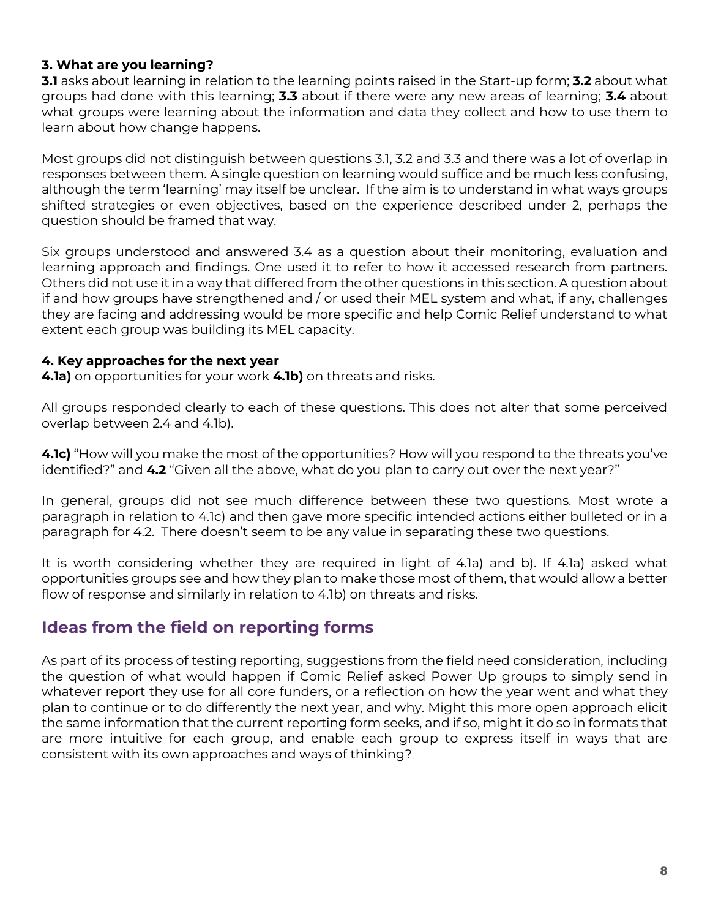**3. What are you learning?**

**3.1** asks about learning in relation to the learning points raised in the Start-up form; **3.2** about what groups had done with this learning; **3.3** about if there were any new areas of learning; **3.4** about what groups were learning about the information and data they collect and how to use them to learn about how change happens.

Most groups did not distinguish between questions 3.1, 3.2 and 3.3 and there was a lot of overlap in responses between them. A single question on learning would suffice and be much less confusing, although the term 'learning' may itself be unclear. If the aim is to understand in what ways groups shifted strategies or even objectives, based on the experience described under 2, perhaps the question should be framed that way.

Six groups understood and answered 3.4 as a question about their monitoring, evaluation and learning approach and findings. One used it to refer to how it accessed research from partners. Others did not use it in a way that differed from the other questions in this section. A question about if and how groups have strengthened and / or used their MEL system and what, if any, challenges they are facing and addressing would be more specific and help Comic Relief understand to what extent each group was building its MEL capacity.

**4. Key approaches for the next year**

**4.1a)** on opportunities for your work **4.1b)** on threats and risks.

All groups responded clearly to each of these questions. This does not alter that some perceived overlap between 2.4 and 4.1b).

**4.1c)** "How will you make the most of the opportunities? How will you respond to the threats you've identified?" and **4.2** "Given all the above, what do you plan to carry out over the next year?"

In general, groups did not see much difference between these two questions. Most wrote a paragraph in relation to 4.1c) and then gave more specific intended actions either bulleted or in a paragraph for 4.2. There doesn't seem to be any value in separating these two questions.

It is worth considering whether they are required in light of 4.1a) and b). If 4.1a) asked what opportunities groups see and how they plan to make those most of them, that would allow a better flow of response and similarly in relation to 4.1b) on threats and risks.

## Ideas from the field on reporting forms

As part of its process of testing reporting, suggestions from the field need consideration, including the question of what would happen if Comic Relief asked Power Up groups to simply send in whatever report they use for all core funders, or a reflection on how the year went and what they plan to continue or to do differently the next year, and why. Might this more open approach elicit the same information that the current reporting form seeks, and if so, might it do so in formats that are more intuitive for each group, and enable each group to express itself in ways that are consistent with its own approaches and ways of thinking?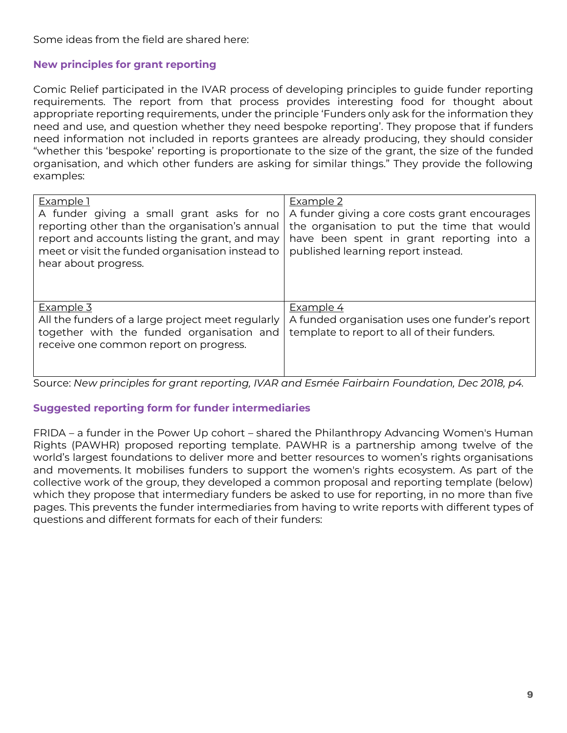Some ideas from the field are shared here:

### New principles for grant reporting

Comic Relief participated in the IVAR process of developing principles to guide funder reporting requirements. The report from that process provides interesting food for thought about appropriate reporting requirements, under the principle 'Funders only ask for the information they need and use, and question whether they need bespoke reporting'. They propose that if funders need information not included in reports grantees are already producing, they should consider "whether this 'bespoke' reporting is proportionate to the size of the grant, the size of the funded organisation, and which other funders are asking for similar things." They provide the following examples:

| <u>Example 1</u><br>A funder giving a small grant asks for no reporting other than the organisation's annual report and accounts listing the grant, and may meet or visit the funded organisation instead to hear about progress. | <u>Example 2</u><br>A funder giving a core costs grant encourages the organisation to put the time that would have been spent in grant reporting into a published learning report instead. |
|---|---|
| <u>Example 3</u><br>All the funders of a large project meet regularly together with the funded organisation and receive one common report on progress. | <u>Example 4</u><br>A funded organisation uses one funder's report template to report to all of their funders. |

Source: *New principles for grant reporting, IVAR and Esmée Fairbairn Foundation, Dec 2018, p4.*

### Suggested reporting form for funder intermediaries

FRIDA – a funder in the Power Up cohort – shared the Philanthropy Advancing Women's Human Rights (PAWHR) proposed reporting template. PAWHR is a partnership among twelve of the world's largest foundations to deliver more and better resources to women's rights organisations and movements. It mobilises funders to support the women's rights ecosystem. As part of the collective work of the group, they developed a common proposal and reporting template (below) which they propose that intermediary funders be asked to use for reporting, in no more than five pages. This prevents the funder intermediaries from having to write reports with different types of questions and different formats for each of their funders: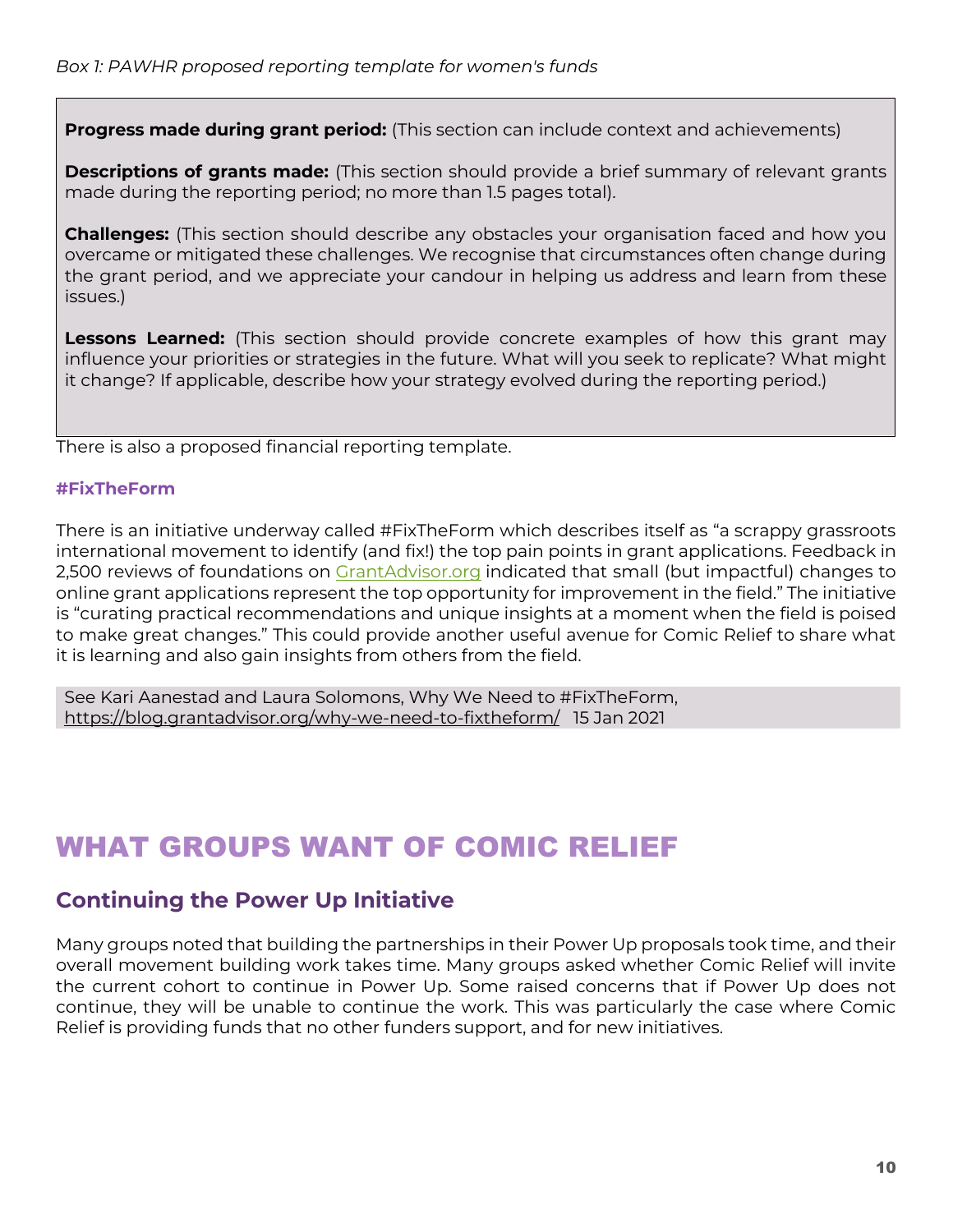*Box 1: PAWHR proposed reporting template for women's funds*

> **Progress made during grant period:** (This section can include context and achievements)
>
> **Descriptions of grants made:** (This section should provide a brief summary of relevant grants made during the reporting period; no more than 1.5 pages total).
>
> **Challenges:** (This section should describe any obstacles your organisation faced and how you overcame or mitigated these challenges. We recognise that circumstances often change during the grant period, and we appreciate your candour in helping us address and learn from these issues.)
>
> **Lessons Learned:** (This section should provide concrete examples of how this grant may influence your priorities or strategies in the future. What will you seek to replicate? What might it change? If applicable, describe how your strategy evolved during the reporting period.)

There is also a proposed financial reporting template.

### #FixTheForm

There is an initiative underway called #FixTheForm which describes itself as "a scrappy grassroots international movement to identify (and fix!) the top pain points in grant applications. Feedback in 2,500 reviews of foundations on GrantAdvisor.org indicated that small (but impactful) changes to online grant applications represent the top opportunity for improvement in the field." The initiative is "curating practical recommendations and unique insights at a moment when the field is poised to make great changes." This could provide another useful avenue for Comic Relief to share what it is learning and also gain insights from others from the field.

> See Kari Aanestad and Laura Solomons, Why We Need to #FixTheForm, https://blog.grantadvisor.org/why-we-need-to-fixtheform/ 15 Jan 2021

# WHAT GROUPS WANT OF COMIC RELIEF

## Continuing the Power Up Initiative

Many groups noted that building the partnerships in their Power Up proposals took time, and their overall movement building work takes time. Many groups asked whether Comic Relief will invite the current cohort to continue in Power Up. Some raised concerns that if Power Up does not continue, they will be unable to continue the work. This was particularly the case where Comic Relief is providing funds that no other funders support, and for new initiatives.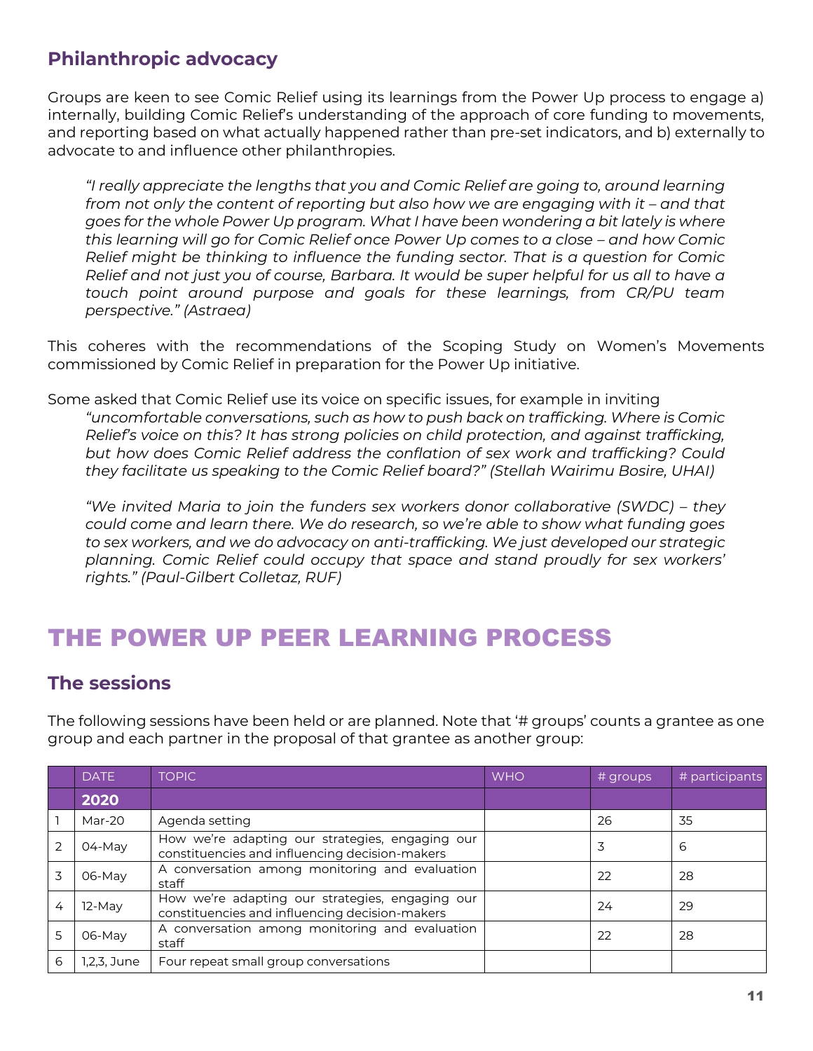## Philanthropic advocacy

Groups are keen to see Comic Relief using its learnings from the Power Up process to engage a) internally, building Comic Relief's understanding of the approach of core funding to movements, and reporting based on what actually happened rather than pre-set indicators, and b) externally to advocate to and influence other philanthropies.

> *"I really appreciate the lengths that you and Comic Relief are going to, around learning from not only the content of reporting but also how we are engaging with it – and that goes for the whole Power Up program. What I have been wondering a bit lately is where this learning will go for Comic Relief once Power Up comes to a close – and how Comic Relief might be thinking to influence the funding sector. That is a question for Comic Relief and not just you of course, Barbara. It would be super helpful for us all to have a touch point around purpose and goals for these learnings, from CR/PU team perspective." (Astraea)*

This coheres with the recommendations of the Scoping Study on Women's Movements commissioned by Comic Relief in preparation for the Power Up initiative.

Some asked that Comic Relief use its voice on specific issues, for example in inviting

> *"uncomfortable conversations, such as how to push back on trafficking. Where is Comic Relief's voice on this? It has strong policies on child protection, and against trafficking, but how does Comic Relief address the conflation of sex work and trafficking? Could they facilitate us speaking to the Comic Relief board?" (Stellah Wairimu Bosire, UHAI)*
>
> *"We invited Maria to join the funders sex workers donor collaborative (SWDC) – they could come and learn there. We do research, so we're able to show what funding goes to sex workers, and we do advocacy on anti-trafficking. We just developed our strategic planning. Comic Relief could occupy that space and stand proudly for sex workers' rights." (Paul-Gilbert Colletaz, RUF)*

# THE POWER UP PEER LEARNING PROCESS

## The sessions

The following sessions have been held or are planned. Note that '# groups' counts a grantee as one group and each partner in the proposal of that grantee as another group:

| | DATE | TOPIC | WHO | # groups | # participants |
|---|---|---|---|---|---|
| | **2020** | | | | |
| 1 | Mar-20 | Agenda setting | | 26 | 35 |
| 2 | 04-May | How we're adapting our strategies, engaging our constituencies and influencing decision-makers | | 3 | 6 |
| 3 | 06-May | A conversation among monitoring and evaluation staff | | 22 | 28 |
| 4 | 12-May | How we're adapting our strategies, engaging our constituencies and influencing decision-makers | | 24 | 29 |
| 5 | 06-May | A conversation among monitoring and evaluation staff | | 22 | 28 |
| 6 | 1,2,3, June | Four repeat small group conversations | | | |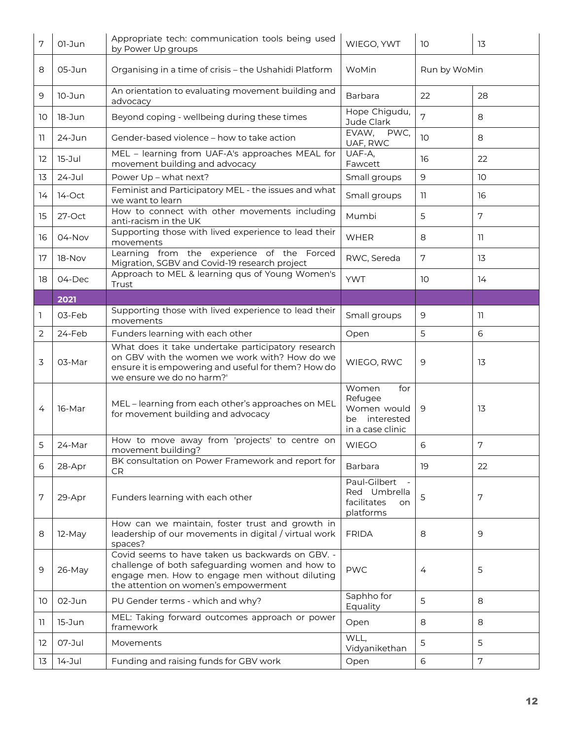| 7 | 01-Jun | Appropriate tech: communication tools being used by Power Up groups | WIEGO, YWT | 10 | 13 |
|---|---|---|---|---|---|
| 8 | 05-Jun | Organising in a time of crisis – the Ushahidi Platform | WoMin | Run by WoMin | |
| 9 | 10-Jun | An orientation to evaluating movement building and advocacy | Barbara | 22 | 28 |
| 10 | 18-Jun | Beyond coping - wellbeing during these times | Hope Chigudu, Jude Clark | 7 | 8 |
| 11 | 24-Jun | Gender-based violence – how to take action | EVAW, PWC, UAF, RWC | 10 | 8 |
| 12 | 15-Jul | MEL – learning from UAF-A's approaches MEAL for movement building and advocacy | UAF-A, Fawcett | 16 | 22 |
| 13 | 24-Jul | Power Up – what next? | Small groups | 9 | 10 |
| 14 | 14-Oct | Feminist and Participatory MEL - the issues and what we want to learn | Small groups | 11 | 16 |
| 15 | 27-Oct | How to connect with other movements including anti-racism in the UK | Mumbi | 5 | 7 |
| 16 | 04-Nov | Supporting those with lived experience to lead their movements | WHER | 8 | 11 |
| 17 | 18-Nov | Learning from the experience of the Forced Migration, SGBV and Covid-19 research project | RWC, Sereda | 7 | 13 |
| 18 | 04-Dec | Approach to MEL & learning qus of Young Women's Trust | YWT | 10 | 14 |
| | **2021** | | | | |
| 1 | 03-Feb | Supporting those with lived experience to lead their movements | Small groups | 9 | 11 |
| 2 | 24-Feb | Funders learning with each other | Open | 5 | 6 |
| 3 | 03-Mar | What does it take undertake participatory research on GBV with the women we work with? How do we ensure it is empowering and useful for them? How do we ensure we do no harm?' | WIEGO, RWC | 9 | 13 |
| 4 | 16-Mar | MEL – learning from each other's approaches on MEL for movement building and advocacy | Women for Refugee Women would be interested in a case clinic | 9 | 13 |
| 5 | 24-Mar | How to move away from 'projects' to centre on movement building? | WIEGO | 6 | 7 |
| 6 | 28-Apr | BK consultation on Power Framework and report for CR | Barbara | 19 | 22 |
| 7 | 29-Apr | Funders learning with each other | Paul-Gilbert - Red Umbrella facilitates on platforms | 5 | 7 |
| 8 | 12-May | How can we maintain, foster trust and growth in leadership of our movements in digital / virtual work spaces? | FRIDA | 8 | 9 |
| 9 | 26-May | Covid seems to have taken us backwards on GBV. - challenge of both safeguarding women and how to engage men. How to engage men without diluting the attention on women's empowerment | PWC | 4 | 5 |
| 10 | 02-Jun | PU Gender terms - which and why? | Saphho for Equality | 5 | 8 |
| 11 | 15-Jun | MEL: Taking forward outcomes approach or power framework | Open | 8 | 8 |
| 12 | 07-Jul | Movements | WLL, Vidyanikethan | 5 | 5 |
| 13 | 14-Jul | Funding and raising funds for GBV work | Open | 6 | 7 |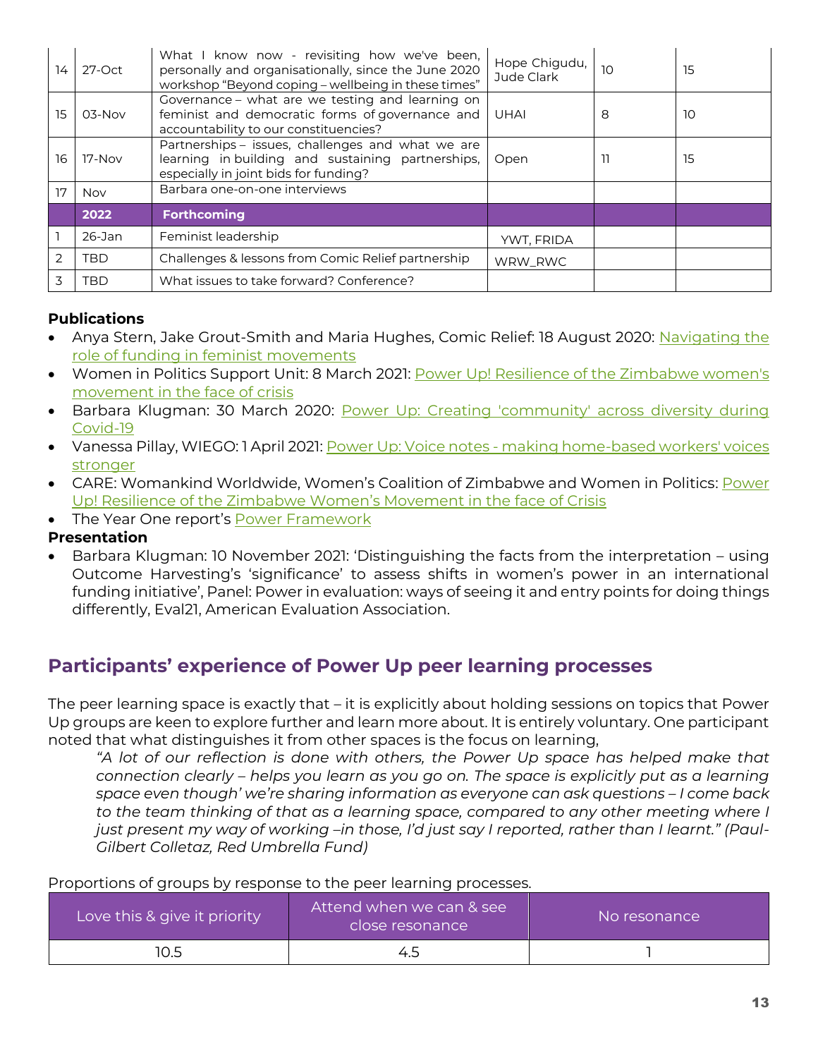| 14 | 27-Oct | What I know now - revisiting how we've been, personally and organisationally, since the June 2020 workshop "Beyond coping – wellbeing in these times" | Hope Chigudu, Jude Clark | 10 | 15 |
|---|---|---|---|---|---|
| 15 | 03-Nov | Governance – what are we testing and learning on feminist and democratic forms of governance and accountability to our constituencies? | UHAI | 8 | 10 |
| 16 | 17-Nov | Partnerships – issues, challenges and what we are learning in building and sustaining partnerships, especially in joint bids for funding? | Open | 11 | 15 |
| 17 | Nov | Barbara one-on-one interviews | | | |
| | **2022** | **Forthcoming** | | | |
| 1 | 26-Jan | Feminist leadership | YWT, FRIDA | | |
| 2 | TBD | Challenges & lessons from Comic Relief partnership | WRW_RWC | | |
| 3 | TBD | What issues to take forward? Conference? | | | |

**Publications**

- Anya Stern, Jake Grout-Smith and Maria Hughes, Comic Relief: 18 August 2020: Navigating the role of funding in feminist movements
- Women in Politics Support Unit: 8 March 2021: Power Up! Resilience of the Zimbabwe women's movement in the face of crisis
- Barbara Klugman: 30 March 2020: Power Up: Creating 'community' across diversity during Covid-19
- Vanessa Pillay, WIEGO: 1 April 2021: Power Up: Voice notes - making home-based workers' voices stronger
- CARE: Womankind Worldwide, Women's Coalition of Zimbabwe and Women in Politics: Power Up! Resilience of the Zimbabwe Women's Movement in the face of Crisis
- The Year One report's Power Framework

**Presentation**

- Barbara Klugman: 10 November 2021: 'Distinguishing the facts from the interpretation – using Outcome Harvesting's 'significance' to assess shifts in women's power in an international funding initiative', Panel: Power in evaluation: ways of seeing it and entry points for doing things differently, Eval21, American Evaluation Association.

## Participants' experience of Power Up peer learning processes

The peer learning space is exactly that – it is explicitly about holding sessions on topics that Power Up groups are keen to explore further and learn more about. It is entirely voluntary. One participant noted that what distinguishes it from other spaces is the focus on learning,

> *"A lot of our reflection is done with others, the Power Up space has helped make that connection clearly – helps you learn as you go on. The space is explicitly put as a learning space even though' we're sharing information as everyone can ask questions – I come back to the team thinking of that as a learning space, compared to any other meeting where I just present my way of working –in those, I'd just say I reported, rather than I learnt." (Paul-Gilbert Colletaz, Red Umbrella Fund)*

Proportions of groups by response to the peer learning processes.

| Love this & give it priority | Attend when we can & see close resonance | No resonance |
|---|---|---|
| 10.5 | 4.5 | 1 |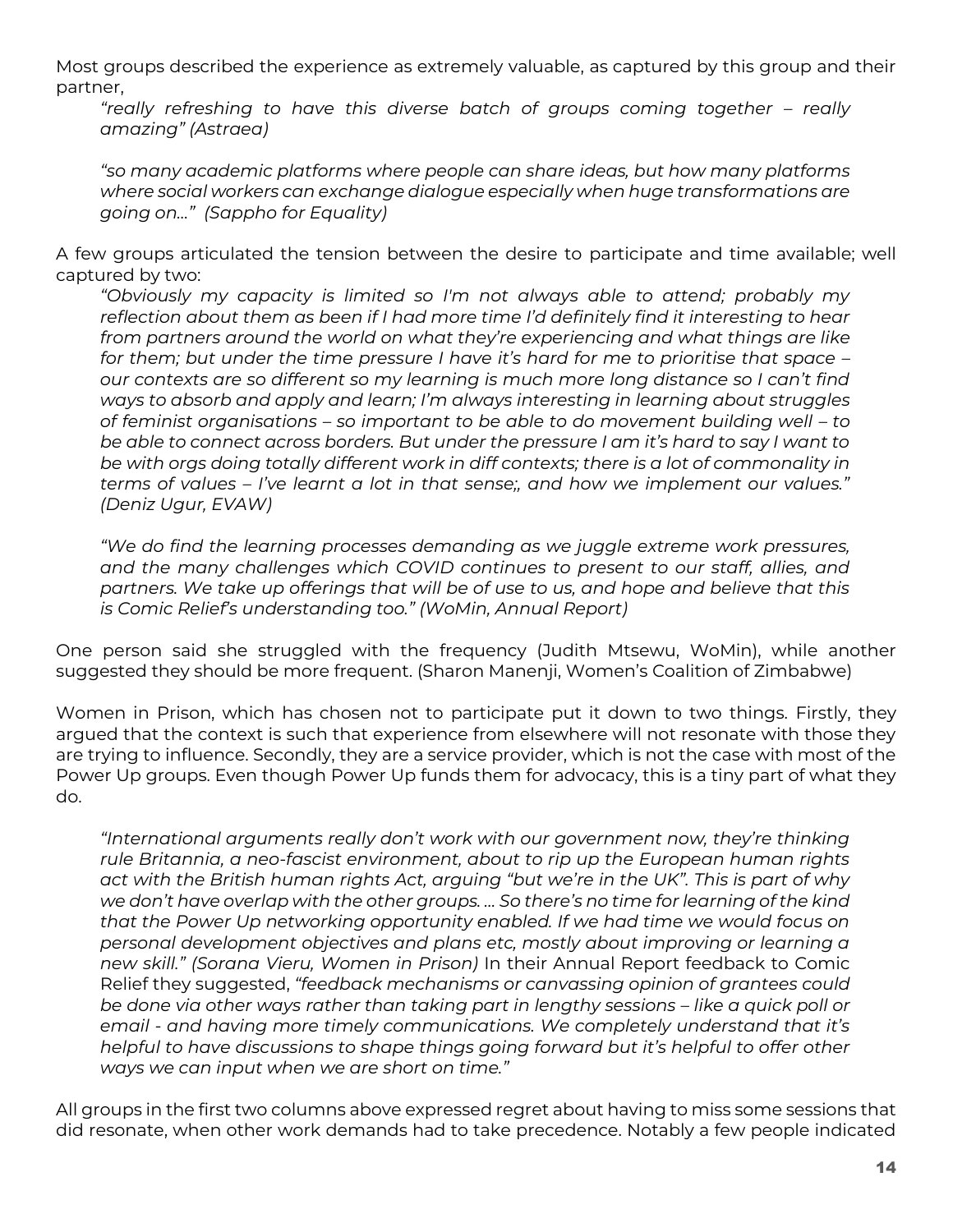Most groups described the experience as extremely valuable, as captured by this group and their partner,

> *"really refreshing to have this diverse batch of groups coming together – really amazing" (Astraea)*
>
> *"so many academic platforms where people can share ideas, but how many platforms where social workers can exchange dialogue especially when huge transformations are going on…" (Sappho for Equality)*

A few groups articulated the tension between the desire to participate and time available; well captured by two:

> *"Obviously my capacity is limited so I'm not always able to attend; probably my reflection about them as been if I had more time I'd definitely find it interesting to hear from partners around the world on what they're experiencing and what things are like for them; but under the time pressure I have it's hard for me to prioritise that space – our contexts are so different so my learning is much more long distance so I can't find ways to absorb and apply and learn; I'm always interesting in learning about struggles of feminist organisations – so important to be able to do movement building well – to be able to connect across borders. But under the pressure I am it's hard to say I want to be with orgs doing totally different work in diff contexts; there is a lot of commonality in terms of values – I've learnt a lot in that sense;, and how we implement our values." (Deniz Ugur, EVAW)*
>
> *"We do find the learning processes demanding as we juggle extreme work pressures, and the many challenges which COVID continues to present to our staff, allies, and partners. We take up offerings that will be of use to us, and hope and believe that this is Comic Relief's understanding too." (WoMin, Annual Report)*

One person said she struggled with the frequency (Judith Mtsewu, WoMin), while another suggested they should be more frequent. (Sharon Manenji, Women's Coalition of Zimbabwe)

Women in Prison, which has chosen not to participate put it down to two things. Firstly, they argued that the context is such that experience from elsewhere will not resonate with those they are trying to influence. Secondly, they are a service provider, which is not the case with most of the Power Up groups. Even though Power Up funds them for advocacy, this is a tiny part of what they do.

> *"International arguments really don't work with our government now, they're thinking rule Britannia, a neo-fascist environment, about to rip up the European human rights act with the British human rights Act, arguing "but we're in the UK". This is part of why we don't have overlap with the other groups. … So there's no time for learning of the kind that the Power Up networking opportunity enabled. If we had time we would focus on personal development objectives and plans etc, mostly about improving or learning a new skill." (Sorana Vieru, Women in Prison)* In their Annual Report feedback to Comic Relief they suggested, *"feedback mechanisms or canvassing opinion of grantees could be done via other ways rather than taking part in lengthy sessions – like a quick poll or email - and having more timely communications. We completely understand that it's helpful to have discussions to shape things going forward but it's helpful to offer other ways we can input when we are short on time."*

All groups in the first two columns above expressed regret about having to miss some sessions that did resonate, when other work demands had to take precedence. Notably a few people indicated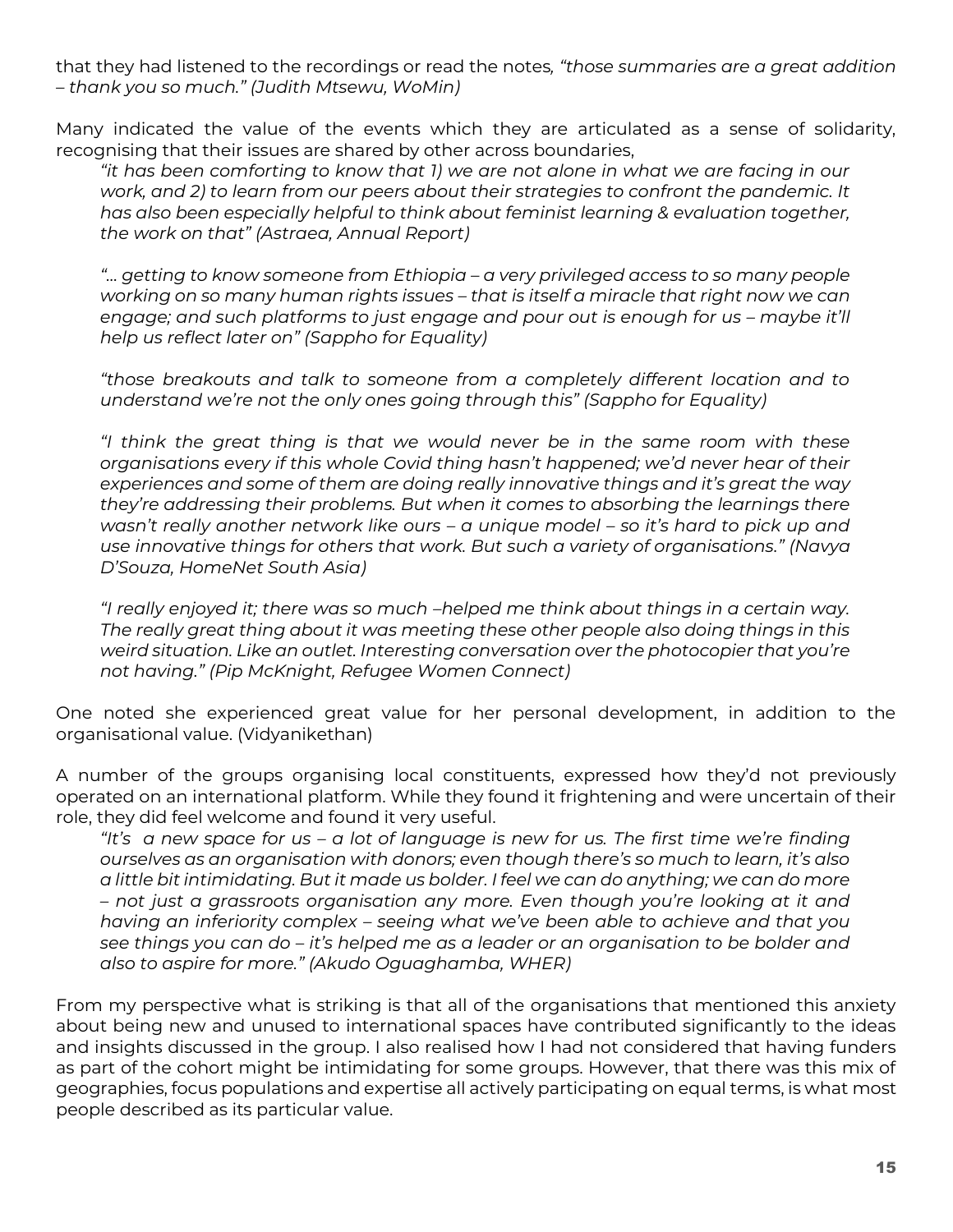that they had listened to the recordings or read the notes, *"those summaries are a great addition – thank you so much." (Judith Mtsewu, WoMin)*

Many indicated the value of the events which they are articulated as a sense of solidarity, recognising that their issues are shared by other across boundaries,

> *"it has been comforting to know that 1) we are not alone in what we are facing in our work, and 2) to learn from our peers about their strategies to confront the pandemic. It has also been especially helpful to think about feminist learning & evaluation together, the work on that" (Astraea, Annual Report)*
>
> *"… getting to know someone from Ethiopia – a very privileged access to so many people working on so many human rights issues – that is itself a miracle that right now we can engage; and such platforms to just engage and pour out is enough for us – maybe it'll help us reflect later on" (Sappho for Equality)*
>
> *"those breakouts and talk to someone from a completely different location and to understand we're not the only ones going through this" (Sappho for Equality)*
>
> *"I think the great thing is that we would never be in the same room with these organisations every if this whole Covid thing hasn't happened; we'd never hear of their experiences and some of them are doing really innovative things and it's great the way they're addressing their problems. But when it comes to absorbing the learnings there wasn't really another network like ours – a unique model – so it's hard to pick up and use innovative things for others that work. But such a variety of organisations." (Navya D'Souza, HomeNet South Asia)*
>
> *"I really enjoyed it; there was so much –helped me think about things in a certain way. The really great thing about it was meeting these other people also doing things in this weird situation. Like an outlet. Interesting conversation over the photocopier that you're not having." (Pip McKnight, Refugee Women Connect)*

One noted she experienced great value for her personal development, in addition to the organisational value. (Vidyanikethan)

A number of the groups organising local constituents, expressed how they'd not previously operated on an international platform. While they found it frightening and were uncertain of their role, they did feel welcome and found it very useful.

> *"It's a new space for us – a lot of language is new for us. The first time we're finding ourselves as an organisation with donors; even though there's so much to learn, it's also a little bit intimidating. But it made us bolder. I feel we can do anything; we can do more – not just a grassroots organisation any more. Even though you're looking at it and having an inferiority complex – seeing what we've been able to achieve and that you see things you can do – it's helped me as a leader or an organisation to be bolder and also to aspire for more." (Akudo Oguaghamba, WHER)*

From my perspective what is striking is that all of the organisations that mentioned this anxiety about being new and unused to international spaces have contributed significantly to the ideas and insights discussed in the group. I also realised how I had not considered that having funders as part of the cohort might be intimidating for some groups. However, that there was this mix of geographies, focus populations and expertise all actively participating on equal terms, is what most people described as its particular value.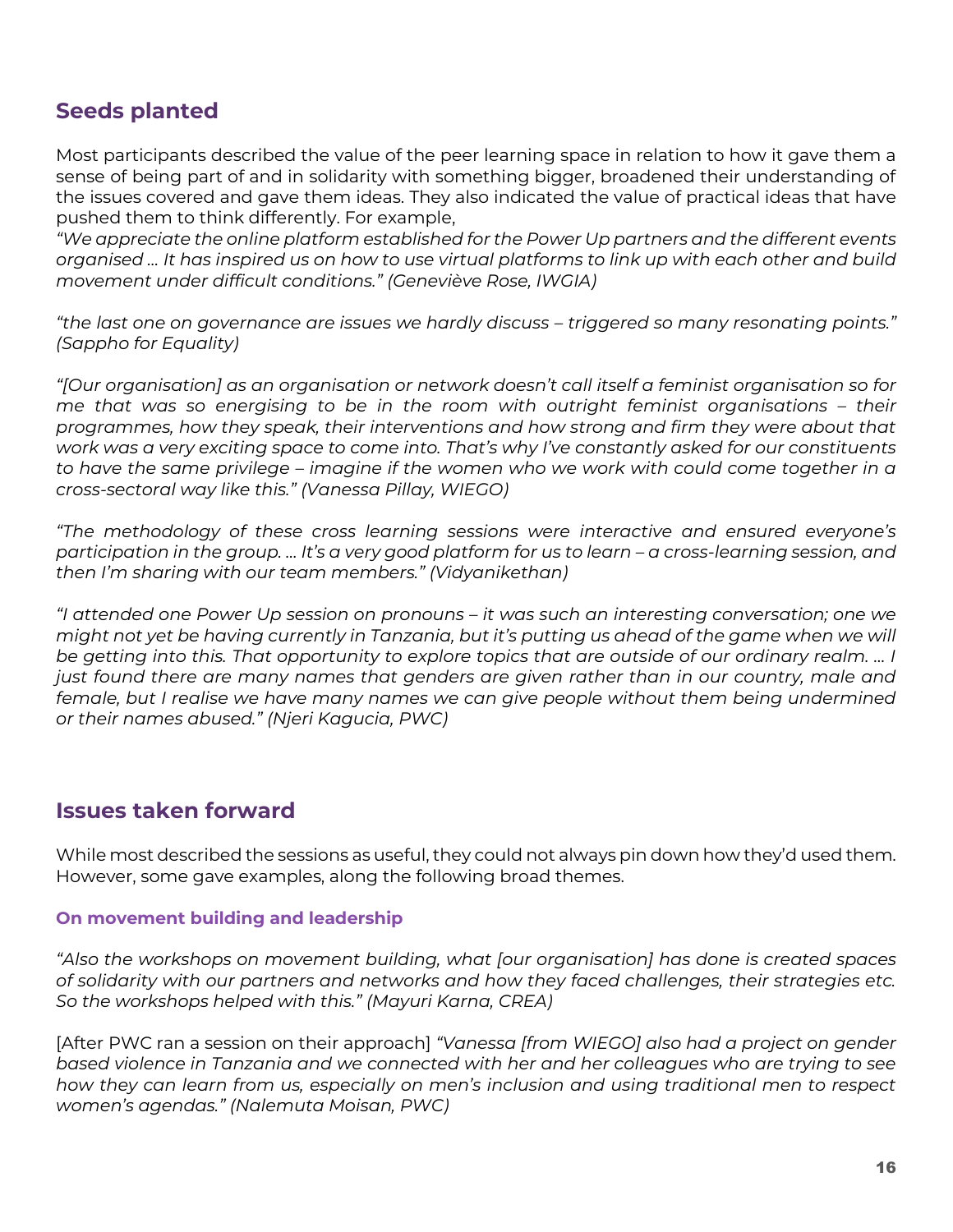## Seeds planted

Most participants described the value of the peer learning space in relation to how it gave them a sense of being part of and in solidarity with something bigger, broadened their understanding of the issues covered and gave them ideas. They also indicated the value of practical ideas that have pushed them to think differently. For example,

*"We appreciate the online platform established for the Power Up partners and the different events organised … It has inspired us on how to use virtual platforms to link up with each other and build movement under difficult conditions." (Geneviève Rose, IWGIA)*

*"the last one on governance are issues we hardly discuss – triggered so many resonating points." (Sappho for Equality)*

*"[Our organisation] as an organisation or network doesn't call itself a feminist organisation so for me that was so energising to be in the room with outright feminist organisations – their programmes, how they speak, their interventions and how strong and firm they were about that work was a very exciting space to come into. That's why I've constantly asked for our constituents to have the same privilege – imagine if the women who we work with could come together in a cross-sectoral way like this." (Vanessa Pillay, WIEGO)*

*"The methodology of these cross learning sessions were interactive and ensured everyone's participation in the group. … It's a very good platform for us to learn – a cross-learning session, and then I'm sharing with our team members." (Vidyanikethan)*

*"I attended one Power Up session on pronouns – it was such an interesting conversation; one we might not yet be having currently in Tanzania, but it's putting us ahead of the game when we will be getting into this. That opportunity to explore topics that are outside of our ordinary realm. … I just found there are many names that genders are given rather than in our country, male and female, but I realise we have many names we can give people without them being undermined or their names abused." (Njeri Kagucia, PWC)*

## Issues taken forward

While most described the sessions as useful, they could not always pin down how they'd used them. However, some gave examples, along the following broad themes.

### On movement building and leadership

*"Also the workshops on movement building, what [our organisation] has done is created spaces of solidarity with our partners and networks and how they faced challenges, their strategies etc. So the workshops helped with this." (Mayuri Karna, CREA)*

[After PWC ran a session on their approach] *"Vanessa [from WIEGO] also had a project on gender based violence in Tanzania and we connected with her and her colleagues who are trying to see how they can learn from us, especially on men's inclusion and using traditional men to respect women's agendas." (Nalemuta Moisan, PWC)*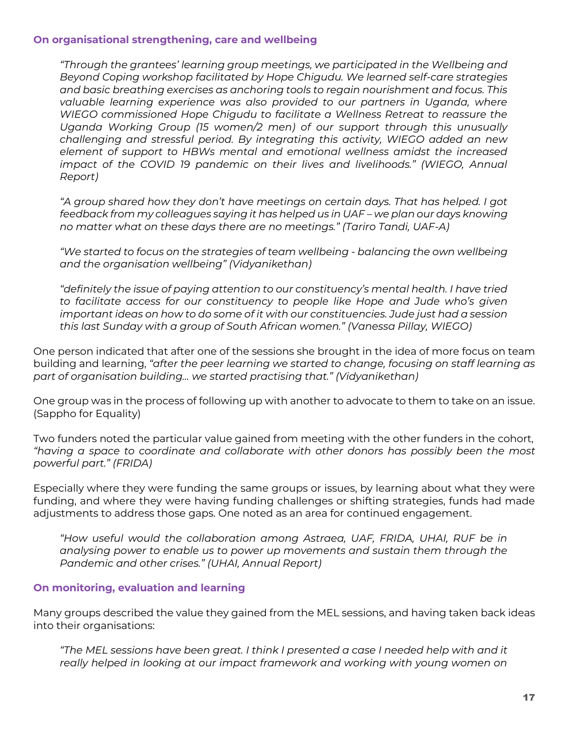### On organisational strengthening, care and wellbeing

> *"Through the grantees' learning group meetings, we participated in the Wellbeing and Beyond Coping workshop facilitated by Hope Chigudu. We learned self-care strategies and basic breathing exercises as anchoring tools to regain nourishment and focus. This valuable learning experience was also provided to our partners in Uganda, where WIEGO commissioned Hope Chigudu to facilitate a Wellness Retreat to reassure the Uganda Working Group (15 women/2 men) of our support through this unusually challenging and stressful period. By integrating this activity, WIEGO added an new element of support to HBWs mental and emotional wellness amidst the increased impact of the COVID 19 pandemic on their lives and livelihoods." (WIEGO, Annual Report)*

> *"A group shared how they don't have meetings on certain days. That has helped. I got feedback from my colleagues saying it has helped us in UAF – we plan our days knowing no matter what on these days there are no meetings." (Tariro Tandi, UAF-A)*

> *"We started to focus on the strategies of team wellbeing - balancing the own wellbeing and the organisation wellbeing" (Vidyanikethan)*

> *"definitely the issue of paying attention to our constituency's mental health. I have tried to facilitate access for our constituency to people like Hope and Jude who's given important ideas on how to do some of it with our constituencies. Jude just had a session this last Sunday with a group of South African women." (Vanessa Pillay, WIEGO)*

One person indicated that after one of the sessions she brought in the idea of more focus on team building and learning, *"after the peer learning we started to change, focusing on staff learning as part of organisation building… we started practising that." (Vidyanikethan)*

One group was in the process of following up with another to advocate to them to take on an issue. (Sappho for Equality)

Two funders noted the particular value gained from meeting with the other funders in the cohort, *"having a space to coordinate and collaborate with other donors has possibly been the most powerful part." (FRIDA)*

Especially where they were funding the same groups or issues, by learning about what they were funding, and where they were having funding challenges or shifting strategies, funds had made adjustments to address those gaps. One noted as an area for continued engagement.

> *"How useful would the collaboration among Astraea, UAF, FRIDA, UHAI, RUF be in analysing power to enable us to power up movements and sustain them through the Pandemic and other crises." (UHAI, Annual Report)*

### On monitoring, evaluation and learning

Many groups described the value they gained from the MEL sessions, and having taken back ideas into their organisations:

> *"The MEL sessions have been great. I think I presented a case I needed help with and it really helped in looking at our impact framework and working with young women on*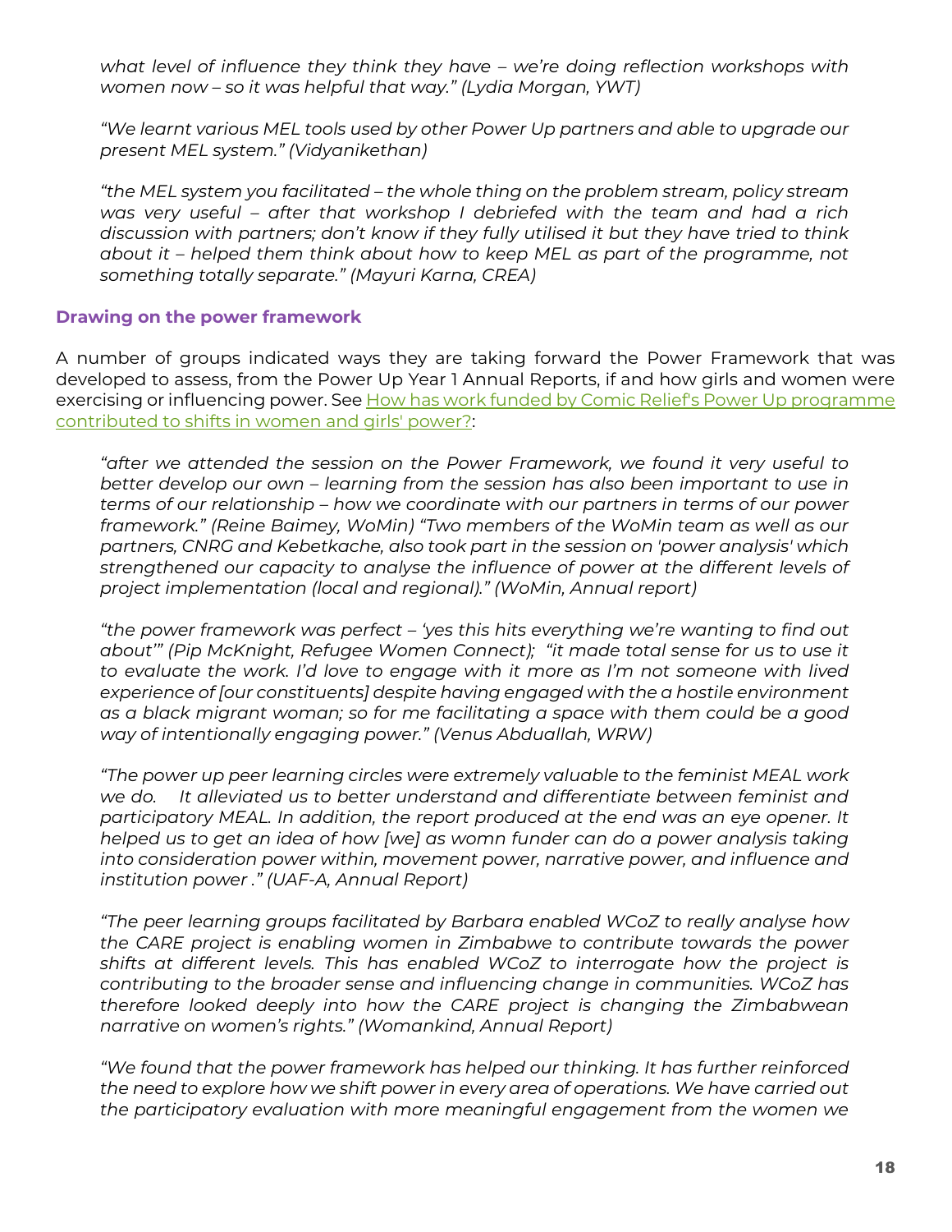*what level of influence they think they have – we're doing reflection workshops with women now – so it was helpful that way." (Lydia Morgan, YWT)*

*"We learnt various MEL tools used by other Power Up partners and able to upgrade our present MEL system." (Vidyanikethan)*

*"the MEL system you facilitated – the whole thing on the problem stream, policy stream was very useful – after that workshop I debriefed with the team and had a rich discussion with partners; don't know if they fully utilised it but they have tried to think about it – helped them think about how to keep MEL as part of the programme, not something totally separate." (Mayuri Karna, CREA)*

### Drawing on the power framework

A number of groups indicated ways they are taking forward the Power Framework that was developed to assess, from the Power Up Year 1 Annual Reports, if and how girls and women were exercising or influencing power. See [How has work funded by Comic Relief's Power Up programme contributed to shifts in women and girls' power?](#):

*"after we attended the session on the Power Framework, we found it very useful to better develop our own – learning from the session has also been important to use in terms of our relationship – how we coordinate with our partners in terms of our power framework." (Reine Baimey, WoMin) "Two members of the WoMin team as well as our partners, CNRG and Kebetkache, also took part in the session on 'power analysis' which strengthened our capacity to analyse the influence of power at the different levels of project implementation (local and regional)." (WoMin, Annual report)*

*"the power framework was perfect – 'yes this hits everything we're wanting to find out about'" (Pip McKnight, Refugee Women Connect); "it made total sense for us to use it to evaluate the work. I'd love to engage with it more as I'm not someone with lived experience of [our constituents] despite having engaged with the a hostile environment as a black migrant woman; so for me facilitating a space with them could be a good way of intentionally engaging power." (Venus Abduallah, WRW)*

*"The power up peer learning circles were extremely valuable to the feminist MEAL work we do. It alleviated us to better understand and differentiate between feminist and participatory MEAL. In addition, the report produced at the end was an eye opener. It helped us to get an idea of how [we] as womn funder can do a power analysis taking into consideration power within, movement power, narrative power, and influence and institution power ." (UAF-A, Annual Report)*

*"The peer learning groups facilitated by Barbara enabled WCoZ to really analyse how the CARE project is enabling women in Zimbabwe to contribute towards the power shifts at different levels. This has enabled WCoZ to interrogate how the project is contributing to the broader sense and influencing change in communities. WCoZ has therefore looked deeply into how the CARE project is changing the Zimbabwean narrative on women's rights." (Womankind, Annual Report)*

*"We found that the power framework has helped our thinking. It has further reinforced the need to explore how we shift power in every area of operations. We have carried out the participatory evaluation with more meaningful engagement from the women we*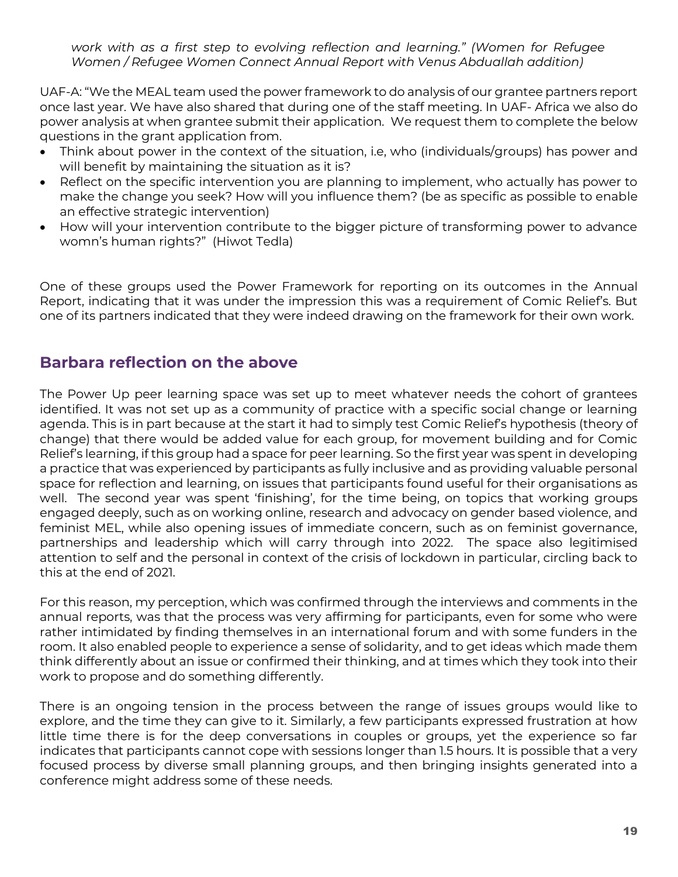*work with as a first step to evolving reflection and learning." (Women for Refugee Women / Refugee Women Connect Annual Report with Venus Abduallah addition)*

UAF-A: "We the MEAL team used the power framework to do analysis of our grantee partners report once last year. We have also shared that during one of the staff meeting. In UAF- Africa we also do power analysis at when grantee submit their application. We request them to complete the below questions in the grant application from.

- Think about power in the context of the situation, i.e, who (individuals/groups) has power and will benefit by maintaining the situation as it is?
- Reflect on the specific intervention you are planning to implement, who actually has power to make the change you seek? How will you influence them? (be as specific as possible to enable an effective strategic intervention)
- How will your intervention contribute to the bigger picture of transforming power to advance womn's human rights?" (Hiwot Tedla)

One of these groups used the Power Framework for reporting on its outcomes in the Annual Report, indicating that it was under the impression this was a requirement of Comic Relief's. But one of its partners indicated that they were indeed drawing on the framework for their own work.

## Barbara reflection on the above

The Power Up peer learning space was set up to meet whatever needs the cohort of grantees identified. It was not set up as a community of practice with a specific social change or learning agenda. This is in part because at the start it had to simply test Comic Relief's hypothesis (theory of change) that there would be added value for each group, for movement building and for Comic Relief's learning, if this group had a space for peer learning. So the first year was spent in developing a practice that was experienced by participants as fully inclusive and as providing valuable personal space for reflection and learning, on issues that participants found useful for their organisations as well. The second year was spent 'finishing', for the time being, on topics that working groups engaged deeply, such as on working online, research and advocacy on gender based violence, and feminist MEL, while also opening issues of immediate concern, such as on feminist governance, partnerships and leadership which will carry through into 2022. The space also legitimised attention to self and the personal in context of the crisis of lockdown in particular, circling back to this at the end of 2021.

For this reason, my perception, which was confirmed through the interviews and comments in the annual reports, was that the process was very affirming for participants, even for some who were rather intimidated by finding themselves in an international forum and with some funders in the room. It also enabled people to experience a sense of solidarity, and to get ideas which made them think differently about an issue or confirmed their thinking, and at times which they took into their work to propose and do something differently.

There is an ongoing tension in the process between the range of issues groups would like to explore, and the time they can give to it. Similarly, a few participants expressed frustration at how little time there is for the deep conversations in couples or groups, yet the experience so far indicates that participants cannot cope with sessions longer than 1.5 hours. It is possible that a very focused process by diverse small planning groups, and then bringing insights generated into a conference might address some of these needs.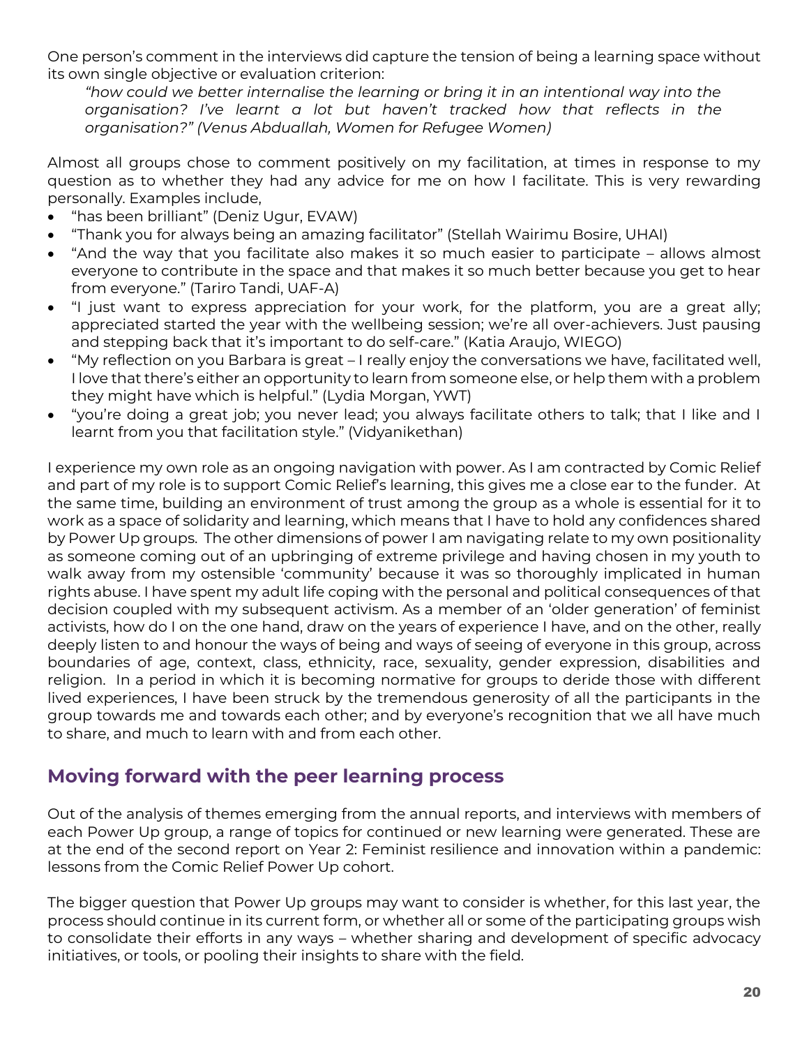One person's comment in the interviews did capture the tension of being a learning space without its own single objective or evaluation criterion:

> *"how could we better internalise the learning or bring it in an intentional way into the organisation? I've learnt a lot but haven't tracked how that reflects in the organisation?" (Venus Abduallah, Women for Refugee Women)*

Almost all groups chose to comment positively on my facilitation, at times in response to my question as to whether they had any advice for me on how I facilitate. This is very rewarding personally. Examples include,

- "has been brilliant" (Deniz Ugur, EVAW)
- "Thank you for always being an amazing facilitator" (Stellah Wairimu Bosire, UHAI)
- "And the way that you facilitate also makes it so much easier to participate – allows almost everyone to contribute in the space and that makes it so much better because you get to hear from everyone." (Tariro Tandi, UAF-A)
- "I just want to express appreciation for your work, for the platform, you are a great ally; appreciated started the year with the wellbeing session; we're all over-achievers. Just pausing and stepping back that it's important to do self-care." (Katia Araujo, WIEGO)
- "My reflection on you Barbara is great – I really enjoy the conversations we have, facilitated well, I love that there's either an opportunity to learn from someone else, or help them with a problem they might have which is helpful." (Lydia Morgan, YWT)
- "you're doing a great job; you never lead; you always facilitate others to talk; that I like and I learnt from you that facilitation style." (Vidyanikethan)

I experience my own role as an ongoing navigation with power. As I am contracted by Comic Relief and part of my role is to support Comic Relief's learning, this gives me a close ear to the funder. At the same time, building an environment of trust among the group as a whole is essential for it to work as a space of solidarity and learning, which means that I have to hold any confidences shared by Power Up groups. The other dimensions of power I am navigating relate to my own positionality as someone coming out of an upbringing of extreme privilege and having chosen in my youth to walk away from my ostensible 'community' because it was so thoroughly implicated in human rights abuse. I have spent my adult life coping with the personal and political consequences of that decision coupled with my subsequent activism. As a member of an 'older generation' of feminist activists, how do I on the one hand, draw on the years of experience I have, and on the other, really deeply listen to and honour the ways of being and ways of seeing of everyone in this group, across boundaries of age, context, class, ethnicity, race, sexuality, gender expression, disabilities and religion. In a period in which it is becoming normative for groups to deride those with different lived experiences, I have been struck by the tremendous generosity of all the participants in the group towards me and towards each other; and by everyone's recognition that we all have much to share, and much to learn with and from each other.

## Moving forward with the peer learning process

Out of the analysis of themes emerging from the annual reports, and interviews with members of each Power Up group, a range of topics for continued or new learning were generated. These are at the end of the second report on Year 2: Feminist resilience and innovation within a pandemic: lessons from the Comic Relief Power Up cohort.

The bigger question that Power Up groups may want to consider is whether, for this last year, the process should continue in its current form, or whether all or some of the participating groups wish to consolidate their efforts in any ways – whether sharing and development of specific advocacy initiatives, or tools, or pooling their insights to share with the field.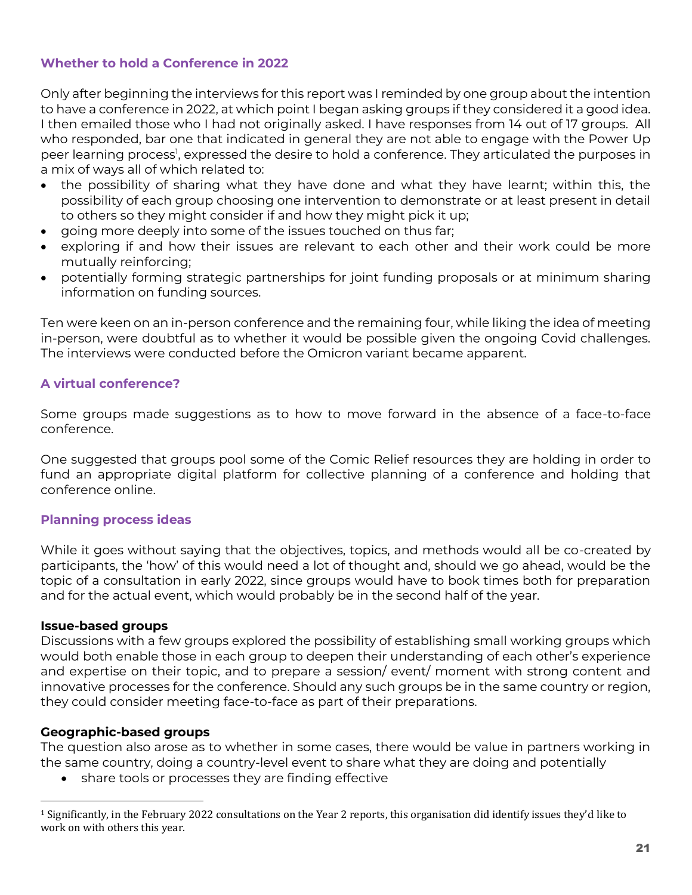### Whether to hold a Conference in 2022

Only after beginning the interviews for this report was I reminded by one group about the intention to have a conference in 2022, at which point I began asking groups if they considered it a good idea. I then emailed those who I had not originally asked. I have responses from 14 out of 17 groups. All who responded, bar one that indicated in general they are not able to engage with the Power Up peer learning process[1], expressed the desire to hold a conference. They articulated the purposes in a mix of ways all of which related to:

- the possibility of sharing what they have done and what they have learnt; within this, the possibility of each group choosing one intervention to demonstrate or at least present in detail to others so they might consider if and how they might pick it up;
- going more deeply into some of the issues touched on thus far;
- exploring if and how their issues are relevant to each other and their work could be more mutually reinforcing;
- potentially forming strategic partnerships for joint funding proposals or at minimum sharing information on funding sources.

Ten were keen on an in-person conference and the remaining four, while liking the idea of meeting in-person, were doubtful as to whether it would be possible given the ongoing Covid challenges. The interviews were conducted before the Omicron variant became apparent.

### A virtual conference?

Some groups made suggestions as to how to move forward in the absence of a face-to-face conference.

One suggested that groups pool some of the Comic Relief resources they are holding in order to fund an appropriate digital platform for collective planning of a conference and holding that conference online.

### Planning process ideas

While it goes without saying that the objectives, topics, and methods would all be co-created by participants, the 'how' of this would need a lot of thought and, should we go ahead, would be the topic of a consultation in early 2022, since groups would have to book times both for preparation and for the actual event, which would probably be in the second half of the year.

**Issue-based groups**

Discussions with a few groups explored the possibility of establishing small working groups which would both enable those in each group to deepen their understanding of each other's experience and expertise on their topic, and to prepare a session/ event/ moment with strong content and innovative processes for the conference. Should any such groups be in the same country or region, they could consider meeting face-to-face as part of their preparations.

**Geographic-based groups**

The question also arose as to whether in some cases, there would be value in partners working in the same country, doing a country-level event to share what they are doing and potentially

- share tools or processes they are finding effective

---

[1] Significantly, in the February 2022 consultations on the Year 2 reports, this organisation did identify issues they'd like to work on with others this year.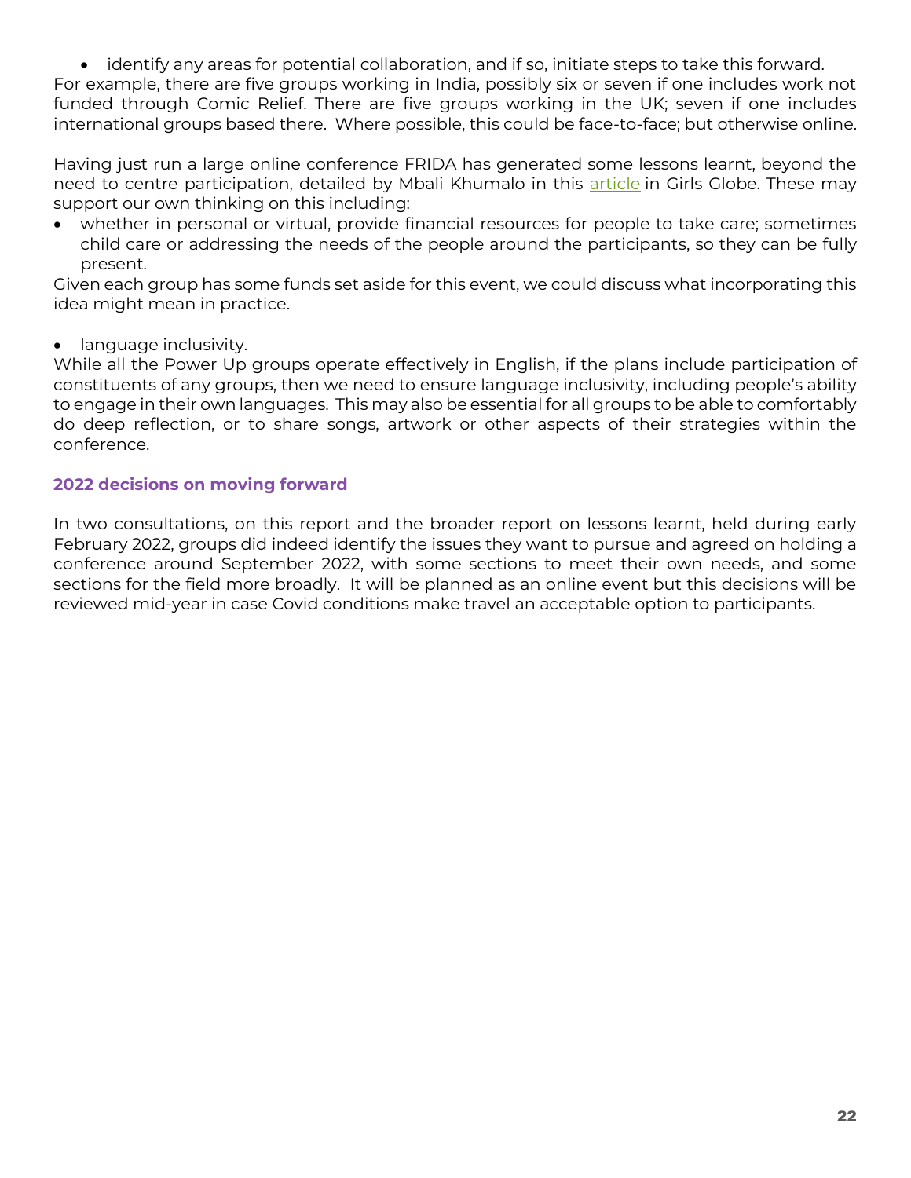- identify any areas for potential collaboration, and if so, initiate steps to take this forward.

For example, there are five groups working in India, possibly six or seven if one includes work not funded through Comic Relief. There are five groups working in the UK; seven if one includes international groups based there. Where possible, this could be face-to-face; but otherwise online.

Having just run a large online conference FRIDA has generated some lessons learnt, beyond the need to centre participation, detailed by Mbali Khumalo in this article in Girls Globe. These may support our own thinking on this including:

- whether in personal or virtual, provide financial resources for people to take care; sometimes child care or addressing the needs of the people around the participants, so they can be fully present.

Given each group has some funds set aside for this event, we could discuss what incorporating this idea might mean in practice.

- language inclusivity.

While all the Power Up groups operate effectively in English, if the plans include participation of constituents of any groups, then we need to ensure language inclusivity, including people's ability to engage in their own languages. This may also be essential for all groups to be able to comfortably do deep reflection, or to share songs, artwork or other aspects of their strategies within the conference.

### 2022 decisions on moving forward

In two consultations, on this report and the broader report on lessons learnt, held during early February 2022, groups did indeed identify the issues they want to pursue and agreed on holding a conference around September 2022, with some sections to meet their own needs, and some sections for the field more broadly. It will be planned as an online event but this decisions will be reviewed mid-year in case Covid conditions make travel an acceptable option to participants.